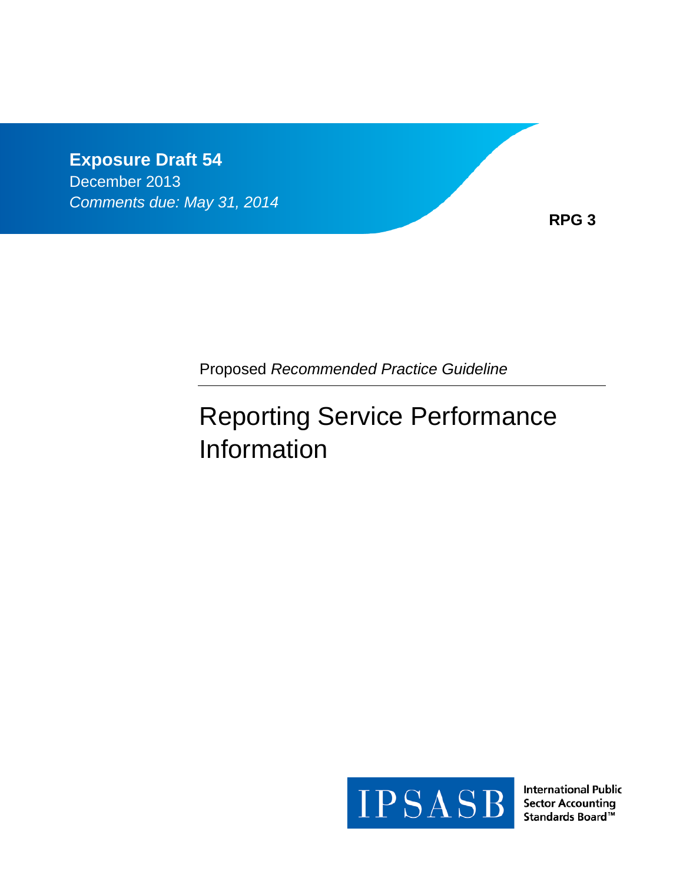**Exposure Draft 54**

December 2013

*Comments due: May 31, 2014*

**RPG 3**

Proposed *Recommended Practice Guideline*

# Reporting Service Performance Information

IPSASB

International Public Sector Accounting Standards Board™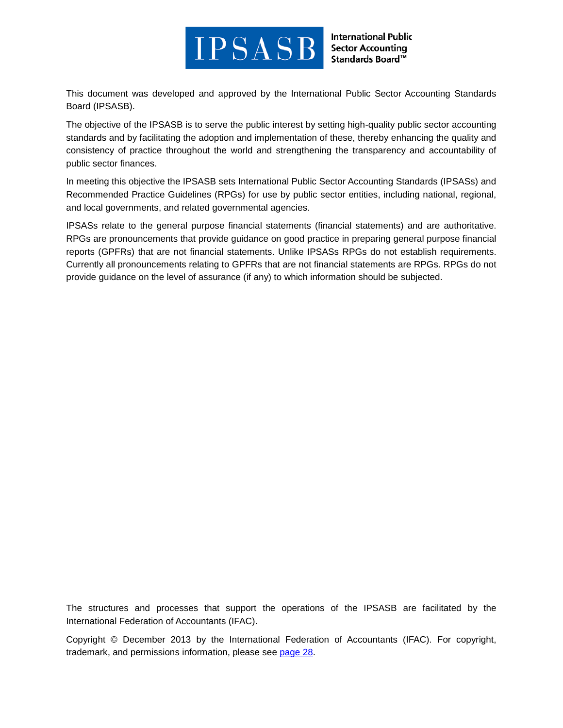This document was developed and approved by the International Public Sector Accounting Standards Board (IPSASB).

The objective of the IPSASB is to serve the public interest by setting high-quality public sector accounting standards and by facilitating the adoption and implementation of these, thereby enhancing the quality and consistency of practice throughout the world and strengthening the transparency and accountability of public sector finances.

In meeting this objective the IPSASB sets International Public Sector Accounting Standards (IPSASs) and Recommended Practice Guidelines (RPGs) for use by public sector entities, including national, regional, and local governments, and related governmental agencies.

IPSASs relate to the general purpose financial statements (financial statements) and are authoritative. RPGs are pronouncements that provide guidance on good practice in preparing general purpose financial reports (GPFRs) that are not financial statements. Unlike IPSASs RPGs do not establish requirements. Currently all pronouncements relating to GPFRs that are not financial statements are RPGs. RPGs do not provide guidance on the level of assurance (if any) to which information should be subjected.

The structures and processes that support the operations of the IPSASB are facilitated by the International Federation of Accountants (IFAC).

Copyright © December 2013 by the International Federation of Accountants (IFAC). For copyright, trademark, and permissions information, please see page 28.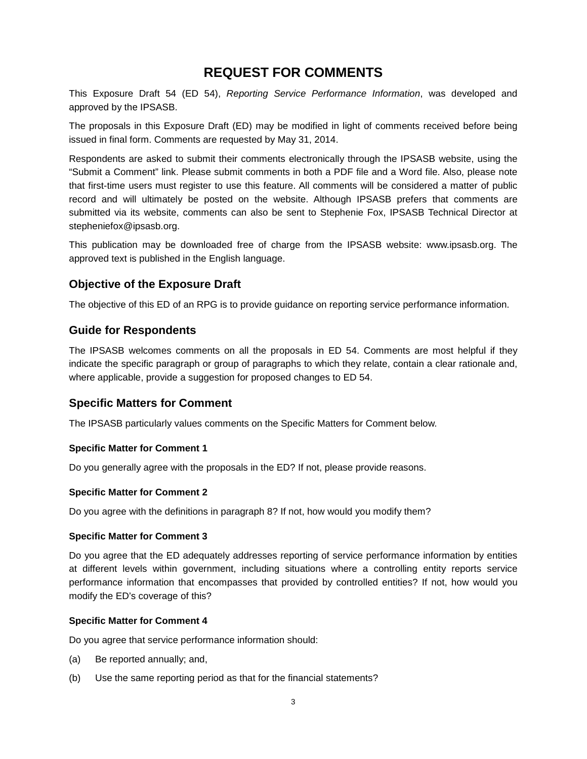# REQUEST FOR COMMENTS

This Exposure Draft 54 (ED 54), *Reporting Service Performance Information*, was developed and approved by the IPSASB.

The proposals in this Exposure Draft (ED) may be modified in light of comments received before being issued in final form. Comments are requested by May 31, 2014.

Respondents are asked to submit their comments electronically through the IPSASB website, using the "Submit a Comment" link. Please submit comments in both a PDF file and a Word file. Also, please note that first-time users must register to use this feature. All comments will be considered a matter of public record and will ultimately be posted on the website. Although IPSASB prefers that comments are submitted via its website, comments can also be sent to Stephenie Fox, IPSASB Technical Director at stepheniefox@ipsasb.org.

This publication may be downloaded free of charge from the IPSASB website: www.ipsasb.org. The approved text is published in the English language.

## Objective of the Exposure Draft

The objective of this ED of an RPG is to provide guidance on reporting service performance information.

## Guide for Respondents

The IPSASB welcomes comments on all the proposals in ED 54. Comments are most helpful if they indicate the specific paragraph or group of paragraphs to which they relate, contain a clear rationale and, where applicable, provide a suggestion for proposed changes to ED 54.

## Specific Matters for Comment

The IPSASB particularly values comments on the Specific Matters for Comment below.

#### Specific Matter for Comment 1

Do you generally agree with the proposals in the ED? If not, please provide reasons.

#### Specific Matter for Comment 2

Do you agree with the definitions in paragraph 8? If not, how would you modify them?

#### Specific Matter for Comment 3

Do you agree that the ED adequately addresses reporting of service performance information by entities at different levels within government, including situations where a controlling entity reports service performance information that encompasses that provided by controlled entities? If not, how would you modify the ED's coverage of this?

#### Specific Matter for Comment 4

Do you agree that service performance information should:

(a) Be reported annually; and,

(b) Use the same reporting period as that for the financial statements?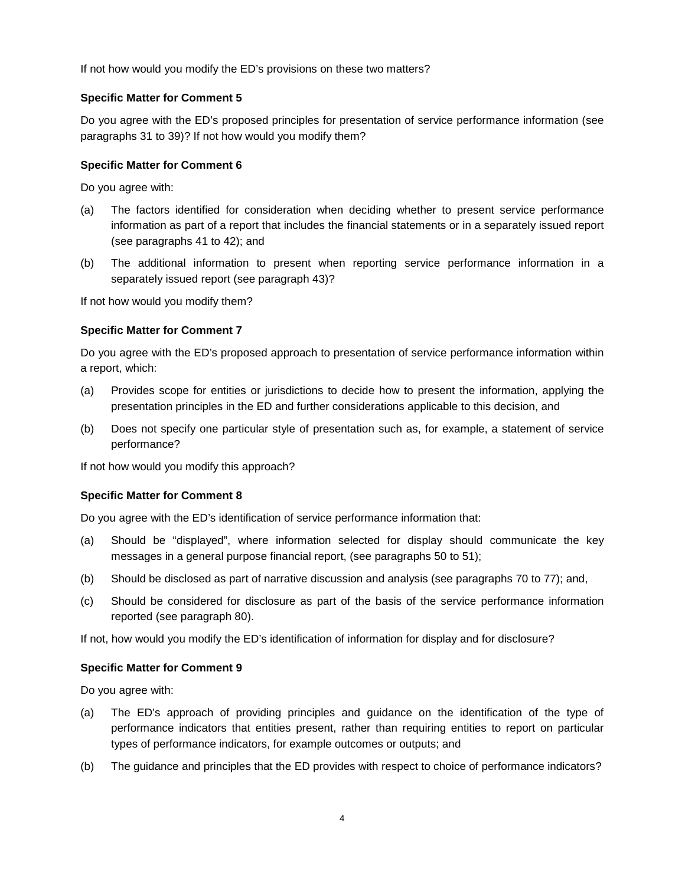If not how would you modify the ED's provisions on these two matters?

**Specific Matter for Comment 5**

Do you agree with the ED's proposed principles for presentation of service performance information (see paragraphs 31 to 39)? If not how would you modify them?

**Specific Matter for Comment 6**

Do you agree with:

(a) The factors identified for consideration when deciding whether to present service performance information as part of a report that includes the financial statements or in a separately issued report (see paragraphs 41 to 42); and

(b) The additional information to present when reporting service performance information in a separately issued report (see paragraph 43)?

If not how would you modify them?

**Specific Matter for Comment 7**

Do you agree with the ED's proposed approach to presentation of service performance information within a report, which:

(a) Provides scope for entities or jurisdictions to decide how to present the information, applying the presentation principles in the ED and further considerations applicable to this decision, and

(b) Does not specify one particular style of presentation such as, for example, a statement of service performance?

If not how would you modify this approach?

**Specific Matter for Comment 8**

Do you agree with the ED's identification of service performance information that:

(a) Should be "displayed", where information selected for display should communicate the key messages in a general purpose financial report, (see paragraphs 50 to 51);

(b) Should be disclosed as part of narrative discussion and analysis (see paragraphs 70 to 77); and,

(c) Should be considered for disclosure as part of the basis of the service performance information reported (see paragraph 80).

If not, how would you modify the ED's identification of information for display and for disclosure?

**Specific Matter for Comment 9**

Do you agree with:

(a) The ED's approach of providing principles and guidance on the identification of the type of performance indicators that entities present, rather than requiring entities to report on particular types of performance indicators, for example outcomes or outputs; and

(b) The guidance and principles that the ED provides with respect to choice of performance indicators?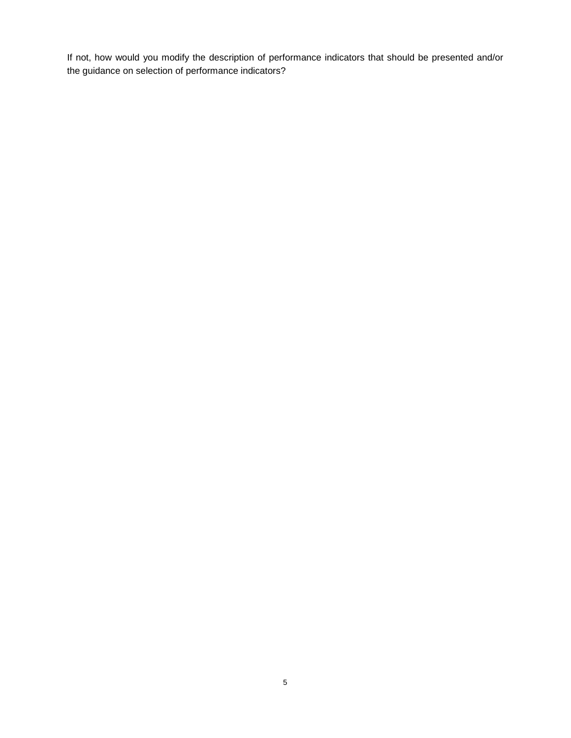If not, how would you modify the description of performance indicators that should be presented and/or the guidance on selection of performance indicators?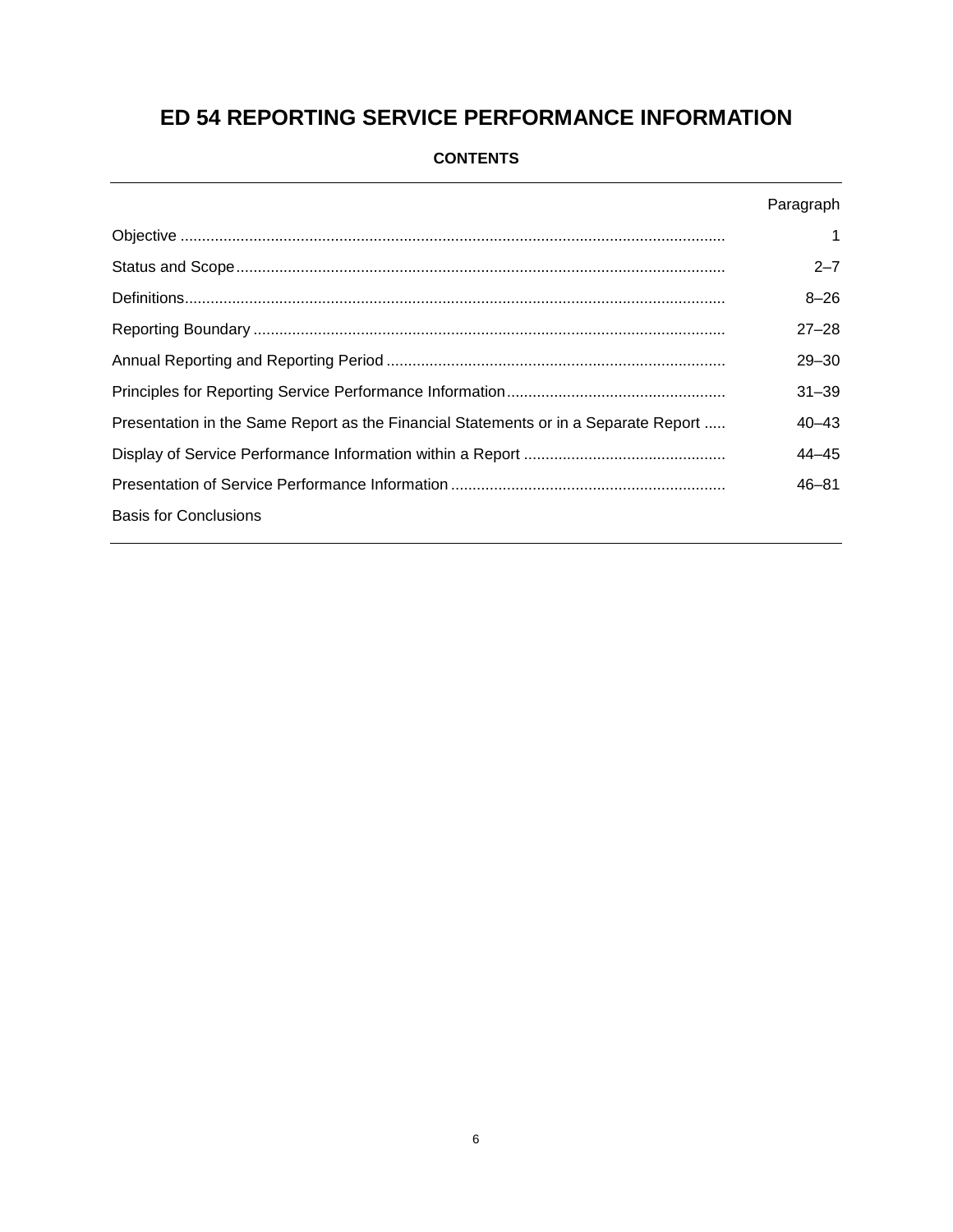# ED 54 REPORTING SERVICE PERFORMANCE INFORMATION

**CONTENTS**

| | Paragraph |
|---|---|
| Objective | 1 |
| Status and Scope | 2–7 |
| Definitions | 8–26 |
| Reporting Boundary | 27–28 |
| Annual Reporting and Reporting Period | 29–30 |
| Principles for Reporting Service Performance Information | 31–39 |
| Presentation in the Same Report as the Financial Statements or in a Separate Report | 40–43 |
| Display of Service Performance Information within a Report | 44–45 |
| Presentation of Service Performance Information | 46–81 |
| Basis for Conclusions | |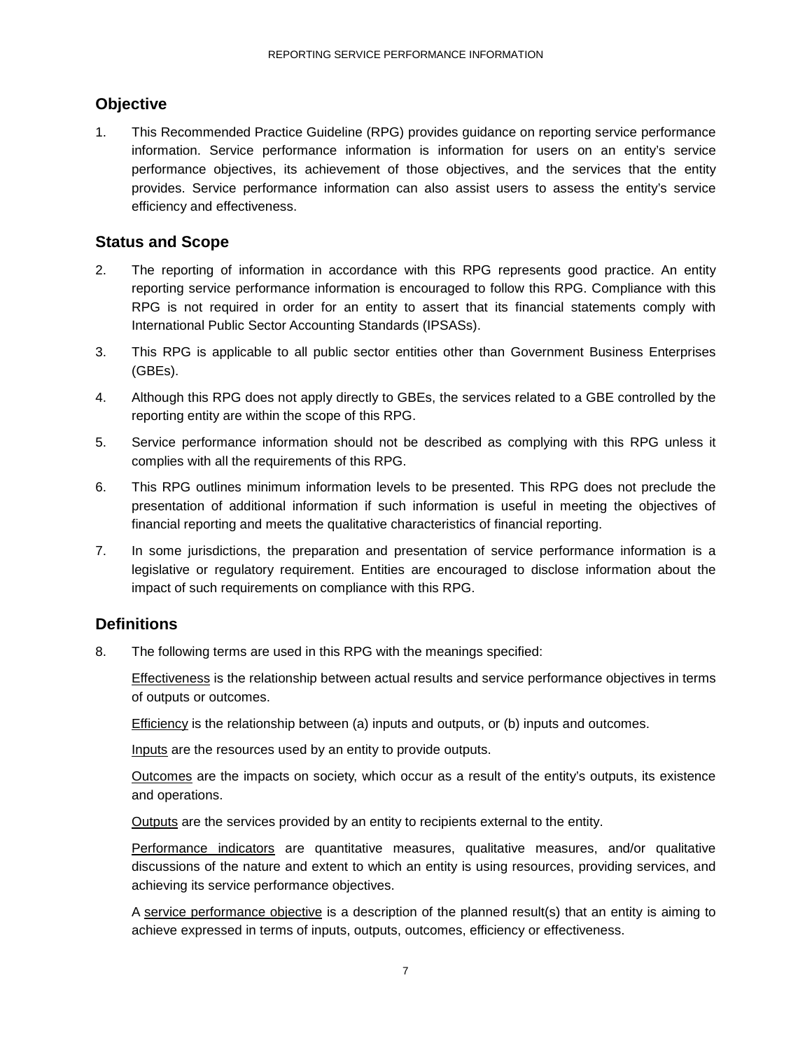## Objective

1. This Recommended Practice Guideline (RPG) provides guidance on reporting service performance information. Service performance information is information for users on an entity's service performance objectives, its achievement of those objectives, and the services that the entity provides. Service performance information can also assist users to assess the entity's service efficiency and effectiveness.

## Status and Scope

2. The reporting of information in accordance with this RPG represents good practice. An entity reporting service performance information is encouraged to follow this RPG. Compliance with this RPG is not required in order for an entity to assert that its financial statements comply with International Public Sector Accounting Standards (IPSASs).

3. This RPG is applicable to all public sector entities other than Government Business Enterprises (GBEs).

4. Although this RPG does not apply directly to GBEs, the services related to a GBE controlled by the reporting entity are within the scope of this RPG.

5. Service performance information should not be described as complying with this RPG unless it complies with all the requirements of this RPG.

6. This RPG outlines minimum information levels to be presented. This RPG does not preclude the presentation of additional information if such information is useful in meeting the objectives of financial reporting and meets the qualitative characteristics of financial reporting.

7. In some jurisdictions, the preparation and presentation of service performance information is a legislative or regulatory requirement. Entities are encouraged to disclose information about the impact of such requirements on compliance with this RPG.

## Definitions

8. The following terms are used in this RPG with the meanings specified:

   <u>Effectiveness</u> is the relationship between actual results and service performance objectives in terms of outputs or outcomes.

   <u>Efficiency</u> is the relationship between (a) inputs and outputs, or (b) inputs and outcomes.

   <u>Inputs</u> are the resources used by an entity to provide outputs.

   <u>Outcomes</u> are the impacts on society, which occur as a result of the entity's outputs, its existence and operations.

   <u>Outputs</u> are the services provided by an entity to recipients external to the entity.

   <u>Performance indicators</u> are quantitative measures, qualitative measures, and/or qualitative discussions of the nature and extent to which an entity is using resources, providing services, and achieving its service performance objectives.

   A <u>service performance objective</u> is a description of the planned result(s) that an entity is aiming to achieve expressed in terms of inputs, outputs, outcomes, efficiency or effectiveness.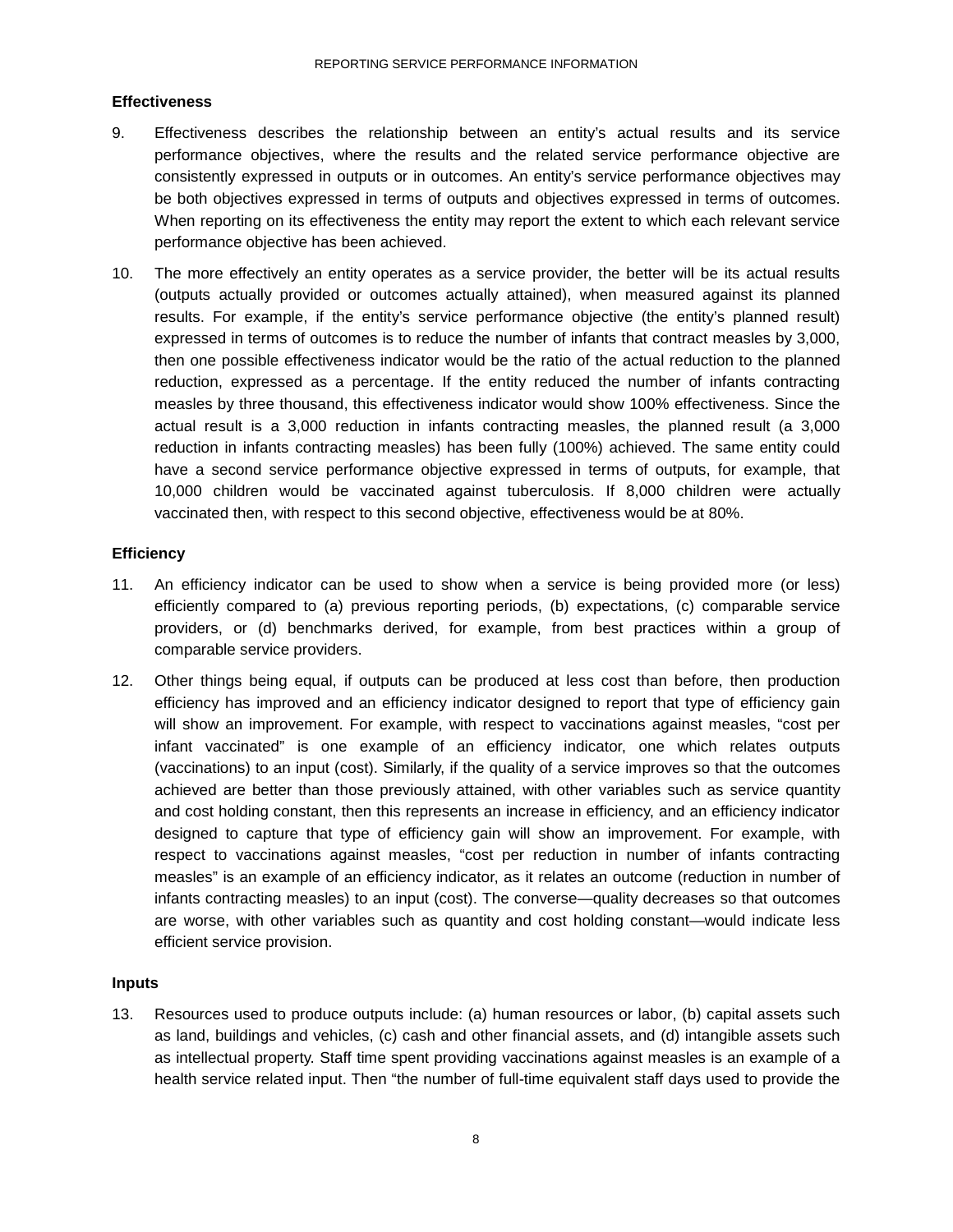### Effectiveness

9. Effectiveness describes the relationship between an entity's actual results and its service performance objectives, where the results and the related service performance objective are consistently expressed in outputs or in outcomes. An entity's service performance objectives may be both objectives expressed in terms of outputs and objectives expressed in terms of outcomes. When reporting on its effectiveness the entity may report the extent to which each relevant service performance objective has been achieved.

10. The more effectively an entity operates as a service provider, the better will be its actual results (outputs actually provided or outcomes actually attained), when measured against its planned results. For example, if the entity's service performance objective (the entity's planned result) expressed in terms of outcomes is to reduce the number of infants that contract measles by 3,000, then one possible effectiveness indicator would be the ratio of the actual reduction to the planned reduction, expressed as a percentage. If the entity reduced the number of infants contracting measles by three thousand, this effectiveness indicator would show 100% effectiveness. Since the actual result is a 3,000 reduction in infants contracting measles, the planned result (a 3,000 reduction in infants contracting measles) has been fully (100%) achieved. The same entity could have a second service performance objective expressed in terms of outputs, for example, that 10,000 children would be vaccinated against tuberculosis. If 8,000 children were actually vaccinated then, with respect to this second objective, effectiveness would be at 80%.

### Efficiency

11. An efficiency indicator can be used to show when a service is being provided more (or less) efficiently compared to (a) previous reporting periods, (b) expectations, (c) comparable service providers, or (d) benchmarks derived, for example, from best practices within a group of comparable service providers.

12. Other things being equal, if outputs can be produced at less cost than before, then production efficiency has improved and an efficiency indicator designed to report that type of efficiency gain will show an improvement. For example, with respect to vaccinations against measles, "cost per infant vaccinated" is one example of an efficiency indicator, one which relates outputs (vaccinations) to an input (cost). Similarly, if the quality of a service improves so that the outcomes achieved are better than those previously attained, with other variables such as service quantity and cost holding constant, then this represents an increase in efficiency, and an efficiency indicator designed to capture that type of efficiency gain will show an improvement. For example, with respect to vaccinations against measles, "cost per reduction in number of infants contracting measles" is an example of an efficiency indicator, as it relates an outcome (reduction in number of infants contracting measles) to an input (cost). The converse—quality decreases so that outcomes are worse, with other variables such as quantity and cost holding constant—would indicate less efficient service provision.

### Inputs

13. Resources used to produce outputs include: (a) human resources or labor, (b) capital assets such as land, buildings and vehicles, (c) cash and other financial assets, and (d) intangible assets such as intellectual property. Staff time spent providing vaccinations against measles is an example of a health service related input. Then "the number of full-time equivalent staff days used to provide the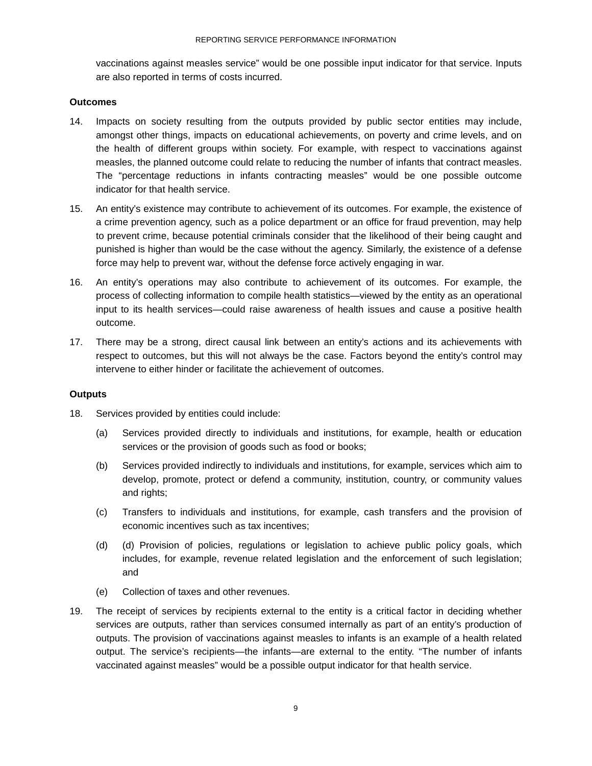vaccinations against measles service" would be one possible input indicator for that service. Inputs are also reported in terms of costs incurred.

**Outcomes**

14. Impacts on society resulting from the outputs provided by public sector entities may include, amongst other things, impacts on educational achievements, on poverty and crime levels, and on the health of different groups within society. For example, with respect to vaccinations against measles, the planned outcome could relate to reducing the number of infants that contract measles. The "percentage reductions in infants contracting measles" would be one possible outcome indicator for that health service.

15. An entity's existence may contribute to achievement of its outcomes. For example, the existence of a crime prevention agency, such as a police department or an office for fraud prevention, may help to prevent crime, because potential criminals consider that the likelihood of their being caught and punished is higher than would be the case without the agency. Similarly, the existence of a defense force may help to prevent war, without the defense force actively engaging in war.

16. An entity's operations may also contribute to achievement of its outcomes. For example, the process of collecting information to compile health statistics—viewed by the entity as an operational input to its health services—could raise awareness of health issues and cause a positive health outcome.

17. There may be a strong, direct causal link between an entity's actions and its achievements with respect to outcomes, but this will not always be the case. Factors beyond the entity's control may intervene to either hinder or facilitate the achievement of outcomes.

**Outputs**

18. Services provided by entities could include:

    (a) Services provided directly to individuals and institutions, for example, health or education services or the provision of goods such as food or books;

    (b) Services provided indirectly to individuals and institutions, for example, services which aim to develop, promote, protect or defend a community, institution, country, or community values and rights;

    (c) Transfers to individuals and institutions, for example, cash transfers and the provision of economic incentives such as tax incentives;

    (d) (d) Provision of policies, regulations or legislation to achieve public policy goals, which includes, for example, revenue related legislation and the enforcement of such legislation; and

    (e) Collection of taxes and other revenues.

19. The receipt of services by recipients external to the entity is a critical factor in deciding whether services are outputs, rather than services consumed internally as part of an entity's production of outputs. The provision of vaccinations against measles to infants is an example of a health related output. The service's recipients—the infants—are external to the entity. "The number of infants vaccinated against measles" would be a possible output indicator for that health service.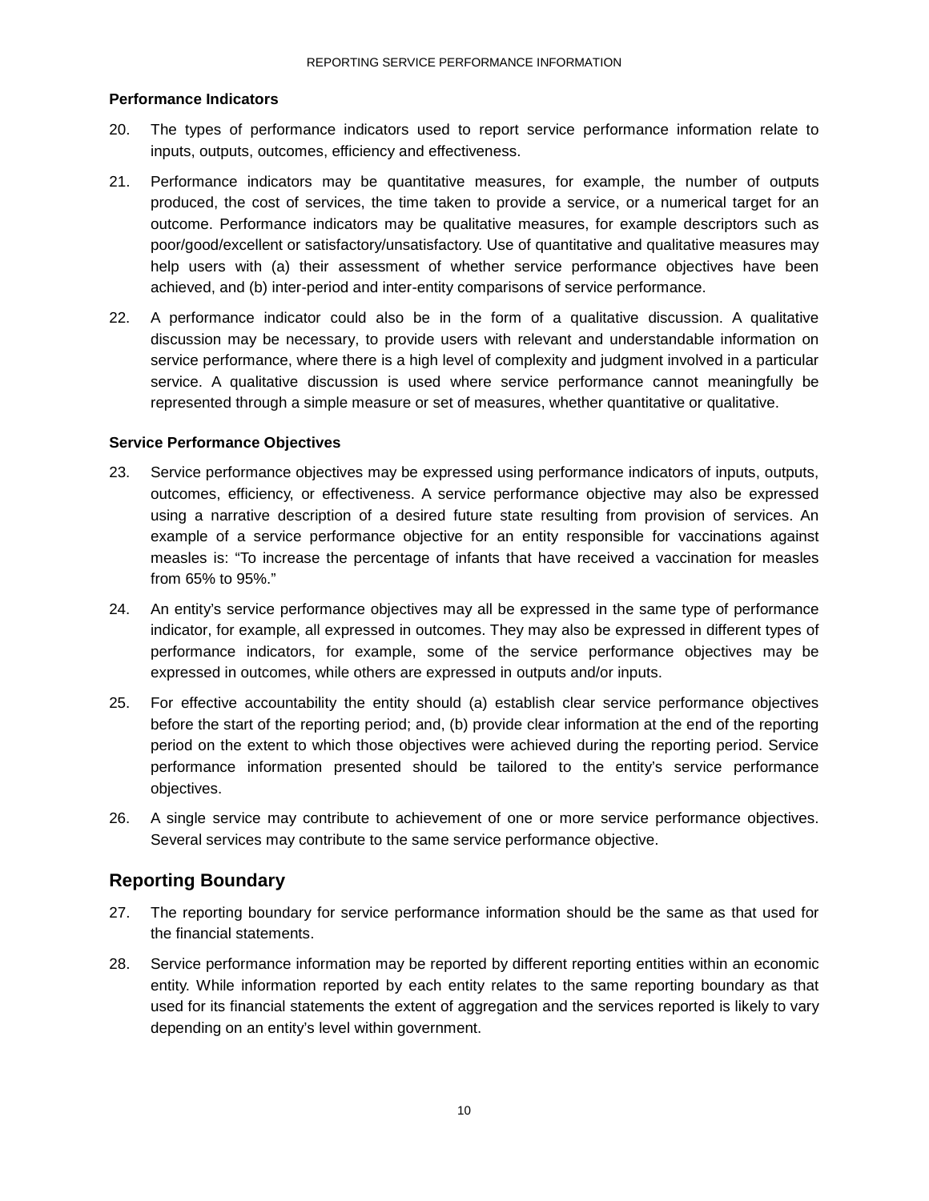### Performance Indicators

20. The types of performance indicators used to report service performance information relate to inputs, outputs, outcomes, efficiency and effectiveness.

21. Performance indicators may be quantitative measures, for example, the number of outputs produced, the cost of services, the time taken to provide a service, or a numerical target for an outcome. Performance indicators may be qualitative measures, for example descriptors such as poor/good/excellent or satisfactory/unsatisfactory. Use of quantitative and qualitative measures may help users with (a) their assessment of whether service performance objectives have been achieved, and (b) inter-period and inter-entity comparisons of service performance.

22. A performance indicator could also be in the form of a qualitative discussion. A qualitative discussion may be necessary, to provide users with relevant and understandable information on service performance, where there is a high level of complexity and judgment involved in a particular service. A qualitative discussion is used where service performance cannot meaningfully be represented through a simple measure or set of measures, whether quantitative or qualitative.

### Service Performance Objectives

23. Service performance objectives may be expressed using performance indicators of inputs, outputs, outcomes, efficiency, or effectiveness. A service performance objective may also be expressed using a narrative description of a desired future state resulting from provision of services. An example of a service performance objective for an entity responsible for vaccinations against measles is: "To increase the percentage of infants that have received a vaccination for measles from 65% to 95%."

24. An entity's service performance objectives may all be expressed in the same type of performance indicator, for example, all expressed in outcomes. They may also be expressed in different types of performance indicators, for example, some of the service performance objectives may be expressed in outcomes, while others are expressed in outputs and/or inputs.

25. For effective accountability the entity should (a) establish clear service performance objectives before the start of the reporting period; and, (b) provide clear information at the end of the reporting period on the extent to which those objectives were achieved during the reporting period. Service performance information presented should be tailored to the entity's service performance objectives.

26. A single service may contribute to achievement of one or more service performance objectives. Several services may contribute to the same service performance objective.

## Reporting Boundary

27. The reporting boundary for service performance information should be the same as that used for the financial statements.

28. Service performance information may be reported by different reporting entities within an economic entity. While information reported by each entity relates to the same reporting boundary as that used for its financial statements the extent of aggregation and the services reported is likely to vary depending on an entity's level within government.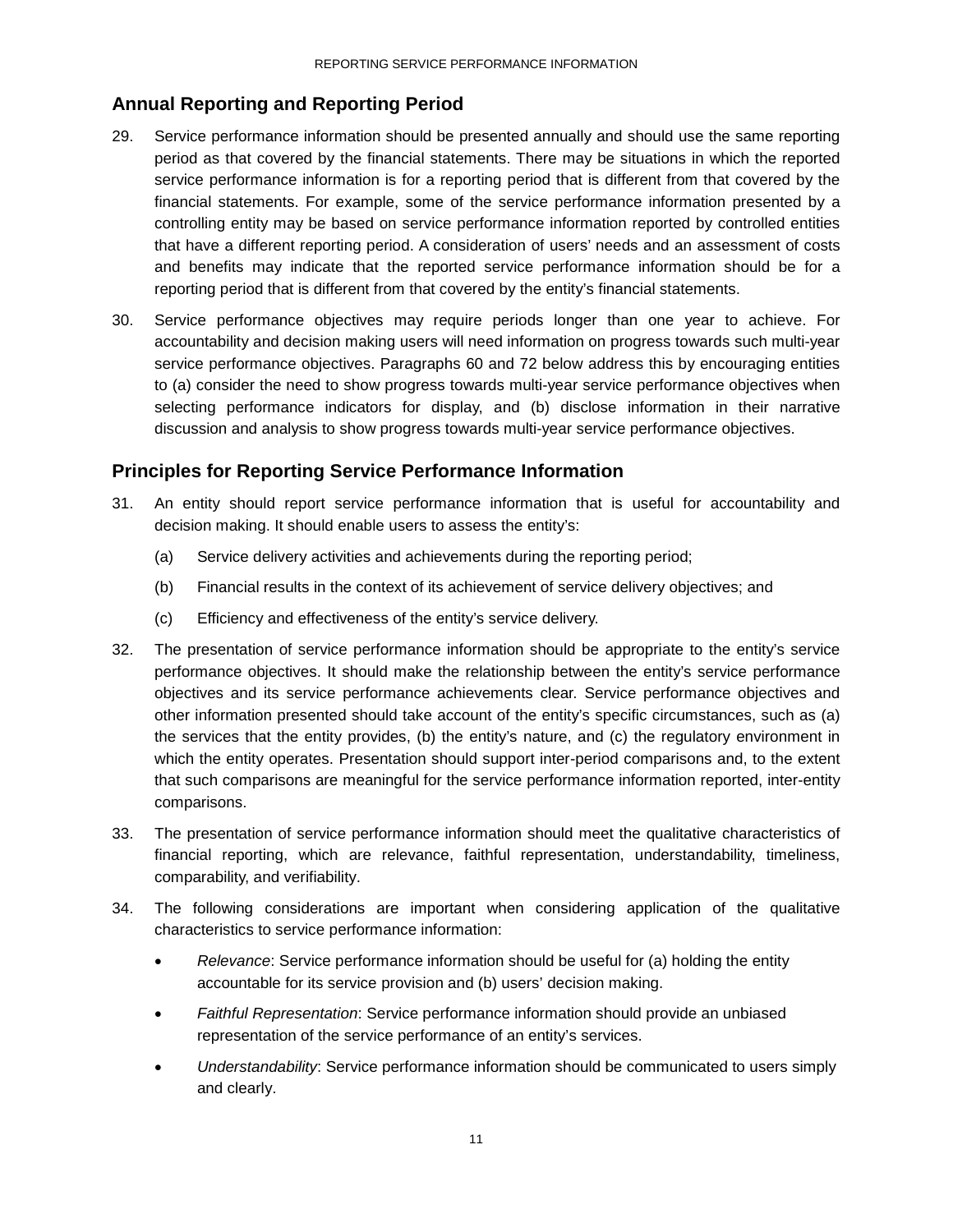## Annual Reporting and Reporting Period

29. Service performance information should be presented annually and should use the same reporting period as that covered by the financial statements. There may be situations in which the reported service performance information is for a reporting period that is different from that covered by the financial statements. For example, some of the service performance information presented by a controlling entity may be based on service performance information reported by controlled entities that have a different reporting period. A consideration of users' needs and an assessment of costs and benefits may indicate that the reported service performance information should be for a reporting period that is different from that covered by the entity's financial statements.

30. Service performance objectives may require periods longer than one year to achieve. For accountability and decision making users will need information on progress towards such multi-year service performance objectives. Paragraphs 60 and 72 below address this by encouraging entities to (a) consider the need to show progress towards multi-year service performance objectives when selecting performance indicators for display, and (b) disclose information in their narrative discussion and analysis to show progress towards multi-year service performance objectives.

## Principles for Reporting Service Performance Information

31. An entity should report service performance information that is useful for accountability and decision making. It should enable users to assess the entity's:

    (a) Service delivery activities and achievements during the reporting period;

    (b) Financial results in the context of its achievement of service delivery objectives; and

    (c) Efficiency and effectiveness of the entity's service delivery.

32. The presentation of service performance information should be appropriate to the entity's service performance objectives. It should make the relationship between the entity's service performance objectives and its service performance achievements clear. Service performance objectives and other information presented should take account of the entity's specific circumstances, such as (a) the services that the entity provides, (b) the entity's nature, and (c) the regulatory environment in which the entity operates. Presentation should support inter-period comparisons and, to the extent that such comparisons are meaningful for the service performance information reported, inter-entity comparisons.

33. The presentation of service performance information should meet the qualitative characteristics of financial reporting, which are relevance, faithful representation, understandability, timeliness, comparability, and verifiability.

34. The following considerations are important when considering application of the qualitative characteristics to service performance information:

    - *Relevance*: Service performance information should be useful for (a) holding the entity accountable for its service provision and (b) users' decision making.
    - *Faithful Representation*: Service performance information should provide an unbiased representation of the service performance of an entity's services.
    - *Understandability*: Service performance information should be communicated to users simply and clearly.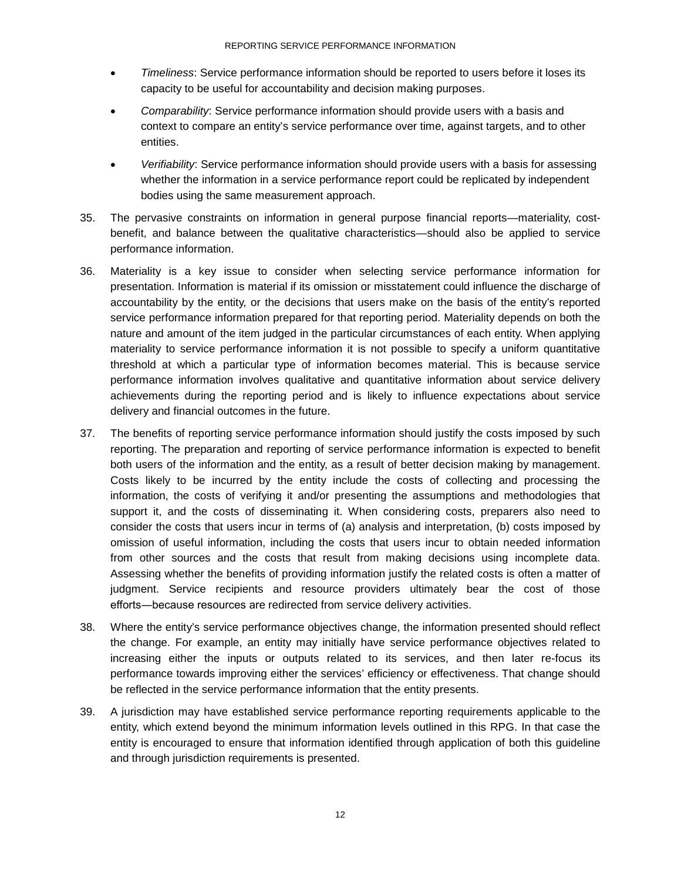- *Timeliness*: Service performance information should be reported to users before it loses its capacity to be useful for accountability and decision making purposes.
- *Comparability*: Service performance information should provide users with a basis and context to compare an entity's service performance over time, against targets, and to other entities.
- *Verifiability*: Service performance information should provide users with a basis for assessing whether the information in a service performance report could be replicated by independent bodies using the same measurement approach.

35. The pervasive constraints on information in general purpose financial reports—materiality, cost-benefit, and balance between the qualitative characteristics—should also be applied to service performance information.

36. Materiality is a key issue to consider when selecting service performance information for presentation. Information is material if its omission or misstatement could influence the discharge of accountability by the entity, or the decisions that users make on the basis of the entity's reported service performance information prepared for that reporting period. Materiality depends on both the nature and amount of the item judged in the particular circumstances of each entity. When applying materiality to service performance information it is not possible to specify a uniform quantitative threshold at which a particular type of information becomes material. This is because service performance information involves qualitative and quantitative information about service delivery achievements during the reporting period and is likely to influence expectations about service delivery and financial outcomes in the future.

37. The benefits of reporting service performance information should justify the costs imposed by such reporting. The preparation and reporting of service performance information is expected to benefit both users of the information and the entity, as a result of better decision making by management. Costs likely to be incurred by the entity include the costs of collecting and processing the information, the costs of verifying it and/or presenting the assumptions and methodologies that support it, and the costs of disseminating it. When considering costs, preparers also need to consider the costs that users incur in terms of (a) analysis and interpretation, (b) costs imposed by omission of useful information, including the costs that users incur to obtain needed information from other sources and the costs that result from making decisions using incomplete data. Assessing whether the benefits of providing information justify the related costs is often a matter of judgment. Service recipients and resource providers ultimately bear the cost of those efforts—because resources are redirected from service delivery activities.

38. Where the entity's service performance objectives change, the information presented should reflect the change. For example, an entity may initially have service performance objectives related to increasing either the inputs or outputs related to its services, and then later re-focus its performance towards improving either the services' efficiency or effectiveness. That change should be reflected in the service performance information that the entity presents.

39. A jurisdiction may have established service performance reporting requirements applicable to the entity, which extend beyond the minimum information levels outlined in this RPG. In that case the entity is encouraged to ensure that information identified through application of both this guideline and through jurisdiction requirements is presented.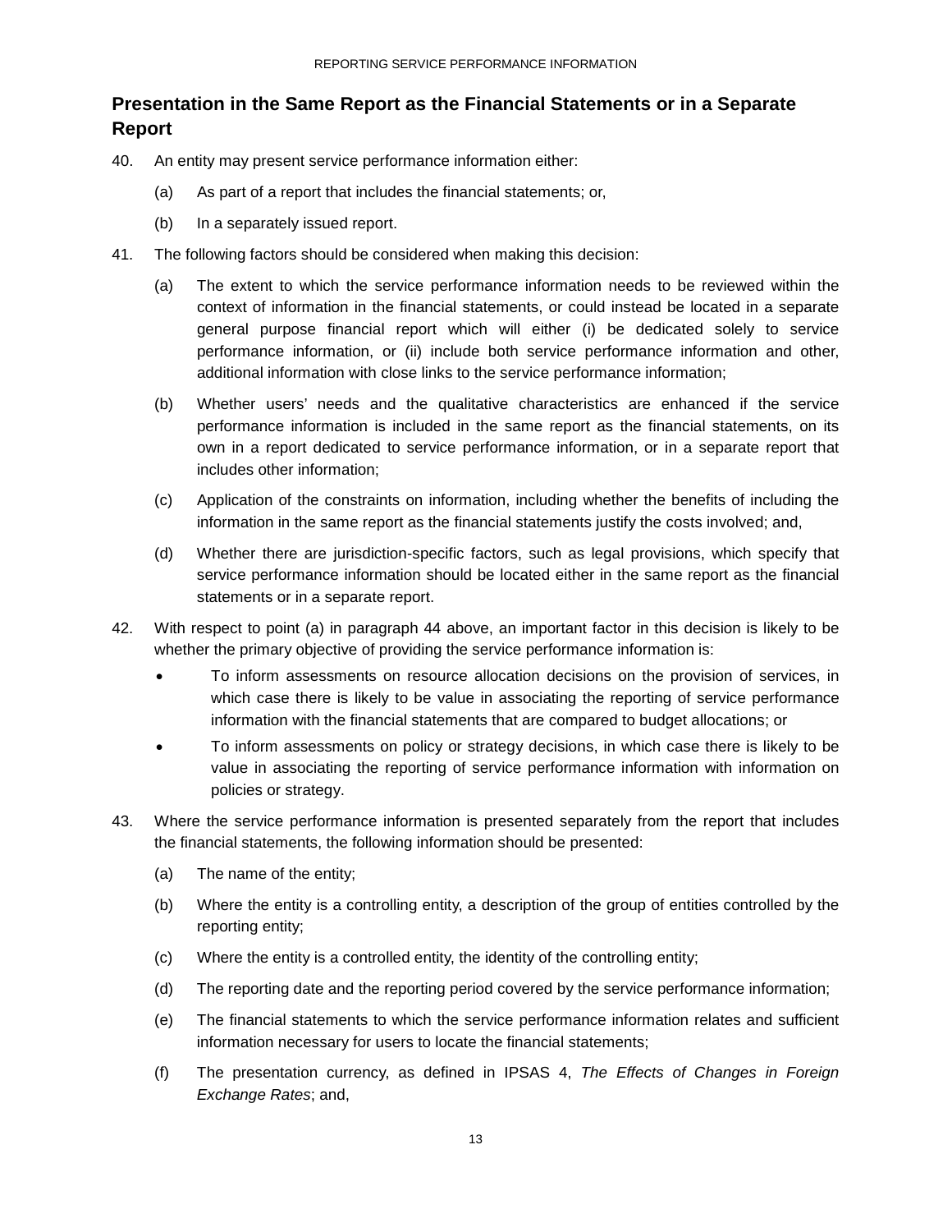## Presentation in the Same Report as the Financial Statements or in a Separate Report

40. An entity may present service performance information either:

    (a) As part of a report that includes the financial statements; or,

    (b) In a separately issued report.

41. The following factors should be considered when making this decision:

    (a) The extent to which the service performance information needs to be reviewed within the context of information in the financial statements, or could instead be located in a separate general purpose financial report which will either (i) be dedicated solely to service performance information, or (ii) include both service performance information and other, additional information with close links to the service performance information;

    (b) Whether users' needs and the qualitative characteristics are enhanced if the service performance information is included in the same report as the financial statements, on its own in a report dedicated to service performance information, or in a separate report that includes other information;

    (c) Application of the constraints on information, including whether the benefits of including the information in the same report as the financial statements justify the costs involved; and,

    (d) Whether there are jurisdiction-specific factors, such as legal provisions, which specify that service performance information should be located either in the same report as the financial statements or in a separate report.

42. With respect to point (a) in paragraph 44 above, an important factor in this decision is likely to be whether the primary objective of providing the service performance information is:

    - To inform assessments on resource allocation decisions on the provision of services, in which case there is likely to be value in associating the reporting of service performance information with the financial statements that are compared to budget allocations; or
    - To inform assessments on policy or strategy decisions, in which case there is likely to be value in associating the reporting of service performance information with information on policies or strategy.

43. Where the service performance information is presented separately from the report that includes the financial statements, the following information should be presented:

    (a) The name of the entity;

    (b) Where the entity is a controlling entity, a description of the group of entities controlled by the reporting entity;

    (c) Where the entity is a controlled entity, the identity of the controlling entity;

    (d) The reporting date and the reporting period covered by the service performance information;

    (e) The financial statements to which the service performance information relates and sufficient information necessary for users to locate the financial statements;

    (f) The presentation currency, as defined in IPSAS 4, *The Effects of Changes in Foreign Exchange Rates*; and,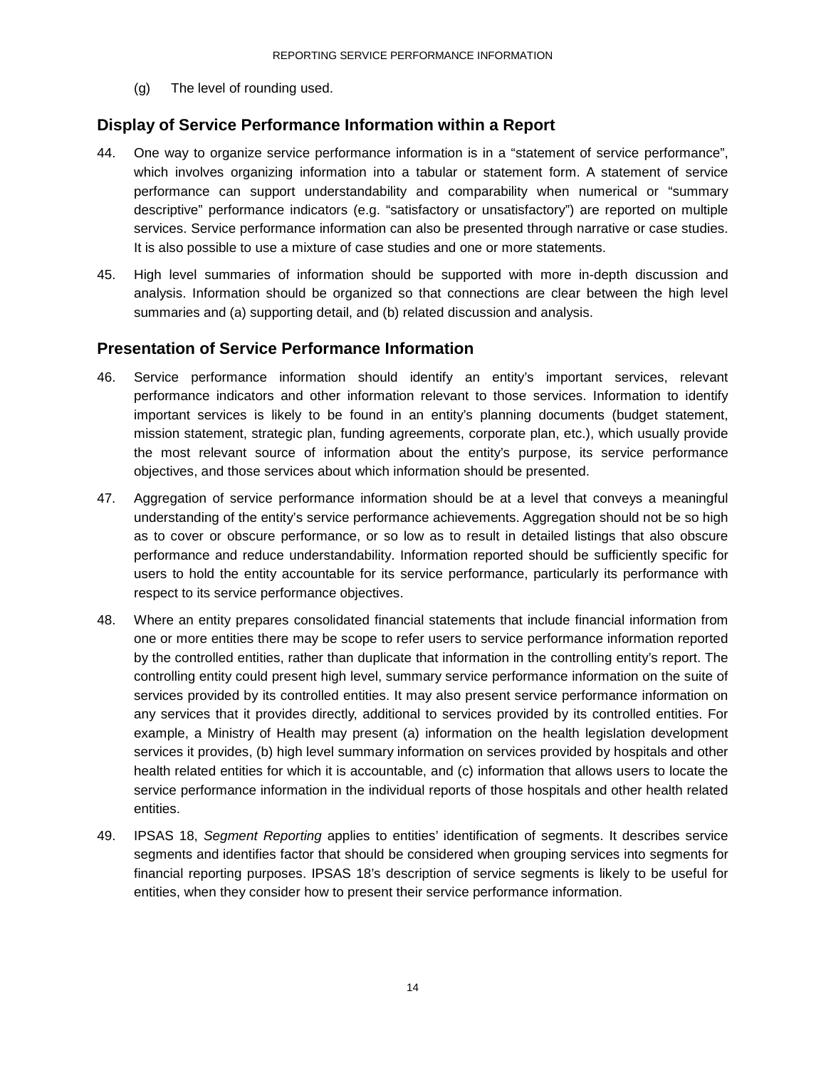(g) The level of rounding used.

## Display of Service Performance Information within a Report

44. One way to organize service performance information is in a "statement of service performance", which involves organizing information into a tabular or statement form. A statement of service performance can support understandability and comparability when numerical or "summary descriptive" performance indicators (e.g. "satisfactory or unsatisfactory") are reported on multiple services. Service performance information can also be presented through narrative or case studies. It is also possible to use a mixture of case studies and one or more statements.

45. High level summaries of information should be supported with more in-depth discussion and analysis. Information should be organized so that connections are clear between the high level summaries and (a) supporting detail, and (b) related discussion and analysis.

## Presentation of Service Performance Information

46. Service performance information should identify an entity's important services, relevant performance indicators and other information relevant to those services. Information to identify important services is likely to be found in an entity's planning documents (budget statement, mission statement, strategic plan, funding agreements, corporate plan, etc.), which usually provide the most relevant source of information about the entity's purpose, its service performance objectives, and those services about which information should be presented.

47. Aggregation of service performance information should be at a level that conveys a meaningful understanding of the entity's service performance achievements. Aggregation should not be so high as to cover or obscure performance, or so low as to result in detailed listings that also obscure performance and reduce understandability. Information reported should be sufficiently specific for users to hold the entity accountable for its service performance, particularly its performance with respect to its service performance objectives.

48. Where an entity prepares consolidated financial statements that include financial information from one or more entities there may be scope to refer users to service performance information reported by the controlled entities, rather than duplicate that information in the controlling entity's report. The controlling entity could present high level, summary service performance information on the suite of services provided by its controlled entities. It may also present service performance information on any services that it provides directly, additional to services provided by its controlled entities. For example, a Ministry of Health may present (a) information on the health legislation development services it provides, (b) high level summary information on services provided by hospitals and other health related entities for which it is accountable, and (c) information that allows users to locate the service performance information in the individual reports of those hospitals and other health related entities.

49. IPSAS 18, *Segment Reporting* applies to entities' identification of segments. It describes service segments and identifies factor that should be considered when grouping services into segments for financial reporting purposes. IPSAS 18's description of service segments is likely to be useful for entities, when they consider how to present their service performance information.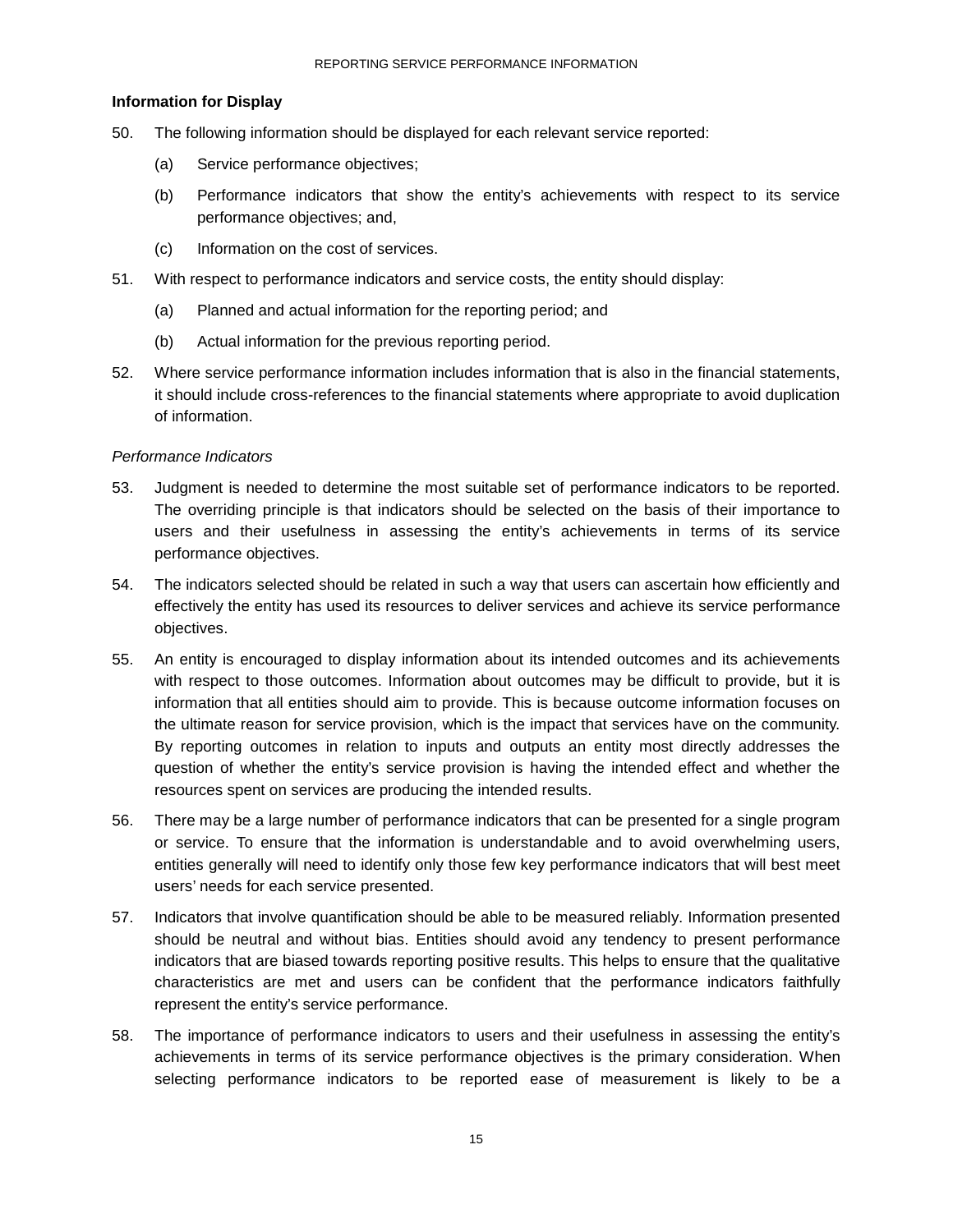### Information for Display

50. The following information should be displayed for each relevant service reported:

    (a) Service performance objectives;

    (b) Performance indicators that show the entity's achievements with respect to its service performance objectives; and,

    (c) Information on the cost of services.

51. With respect to performance indicators and service costs, the entity should display:

    (a) Planned and actual information for the reporting period; and

    (b) Actual information for the previous reporting period.

52. Where service performance information includes information that is also in the financial statements, it should include cross-references to the financial statements where appropriate to avoid duplication of information.

*Performance Indicators*

53. Judgment is needed to determine the most suitable set of performance indicators to be reported. The overriding principle is that indicators should be selected on the basis of their importance to users and their usefulness in assessing the entity's achievements in terms of its service performance objectives.

54. The indicators selected should be related in such a way that users can ascertain how efficiently and effectively the entity has used its resources to deliver services and achieve its service performance objectives.

55. An entity is encouraged to display information about its intended outcomes and its achievements with respect to those outcomes. Information about outcomes may be difficult to provide, but it is information that all entities should aim to provide. This is because outcome information focuses on the ultimate reason for service provision, which is the impact that services have on the community. By reporting outcomes in relation to inputs and outputs an entity most directly addresses the question of whether the entity's service provision is having the intended effect and whether the resources spent on services are producing the intended results.

56. There may be a large number of performance indicators that can be presented for a single program or service. To ensure that the information is understandable and to avoid overwhelming users, entities generally will need to identify only those few key performance indicators that will best meet users' needs for each service presented.

57. Indicators that involve quantification should be able to be measured reliably. Information presented should be neutral and without bias. Entities should avoid any tendency to present performance indicators that are biased towards reporting positive results. This helps to ensure that the qualitative characteristics are met and users can be confident that the performance indicators faithfully represent the entity's service performance.

58. The importance of performance indicators to users and their usefulness in assessing the entity's achievements in terms of its service performance objectives is the primary consideration. When selecting performance indicators to be reported ease of measurement is likely to be a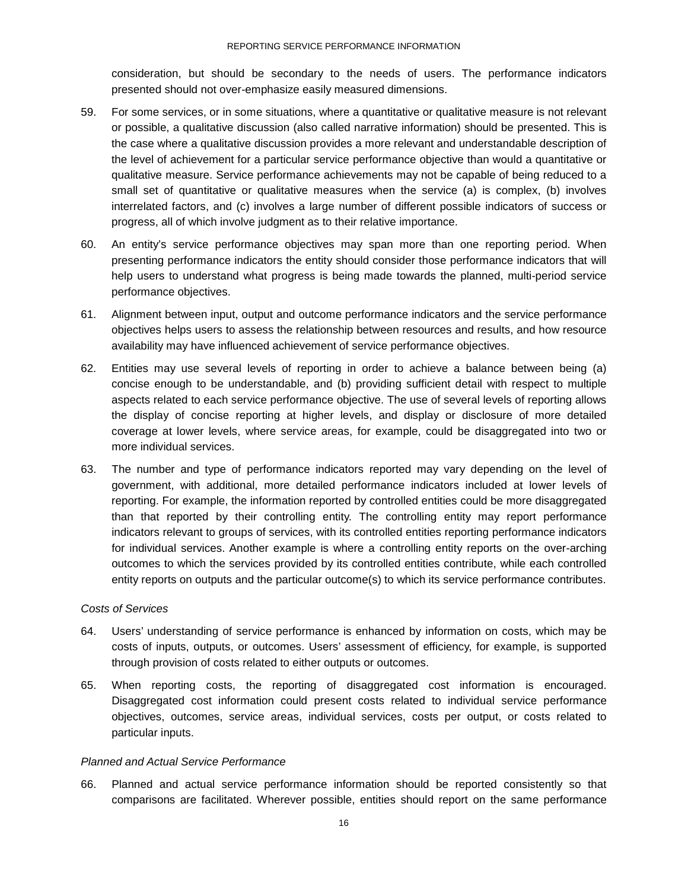consideration, but should be secondary to the needs of users. The performance indicators presented should not over-emphasize easily measured dimensions.

59. For some services, or in some situations, where a quantitative or qualitative measure is not relevant or possible, a qualitative discussion (also called narrative information) should be presented. This is the case where a qualitative discussion provides a more relevant and understandable description of the level of achievement for a particular service performance objective than would a quantitative or qualitative measure. Service performance achievements may not be capable of being reduced to a small set of quantitative or qualitative measures when the service (a) is complex, (b) involves interrelated factors, and (c) involves a large number of different possible indicators of success or progress, all of which involve judgment as to their relative importance.

60. An entity's service performance objectives may span more than one reporting period. When presenting performance indicators the entity should consider those performance indicators that will help users to understand what progress is being made towards the planned, multi-period service performance objectives.

61. Alignment between input, output and outcome performance indicators and the service performance objectives helps users to assess the relationship between resources and results, and how resource availability may have influenced achievement of service performance objectives.

62. Entities may use several levels of reporting in order to achieve a balance between being (a) concise enough to be understandable, and (b) providing sufficient detail with respect to multiple aspects related to each service performance objective. The use of several levels of reporting allows the display of concise reporting at higher levels, and display or disclosure of more detailed coverage at lower levels, where service areas, for example, could be disaggregated into two or more individual services.

63. The number and type of performance indicators reported may vary depending on the level of government, with additional, more detailed performance indicators included at lower levels of reporting. For example, the information reported by controlled entities could be more disaggregated than that reported by their controlling entity. The controlling entity may report performance indicators relevant to groups of services, with its controlled entities reporting performance indicators for individual services. Another example is where a controlling entity reports on the over-arching outcomes to which the services provided by its controlled entities contribute, while each controlled entity reports on outputs and the particular outcome(s) to which its service performance contributes.

*Costs of Services*

64. Users' understanding of service performance is enhanced by information on costs, which may be costs of inputs, outputs, or outcomes. Users' assessment of efficiency, for example, is supported through provision of costs related to either outputs or outcomes.

65. When reporting costs, the reporting of disaggregated cost information is encouraged. Disaggregated cost information could present costs related to individual service performance objectives, outcomes, service areas, individual services, costs per output, or costs related to particular inputs.

*Planned and Actual Service Performance*

66. Planned and actual service performance information should be reported consistently so that comparisons are facilitated. Wherever possible, entities should report on the same performance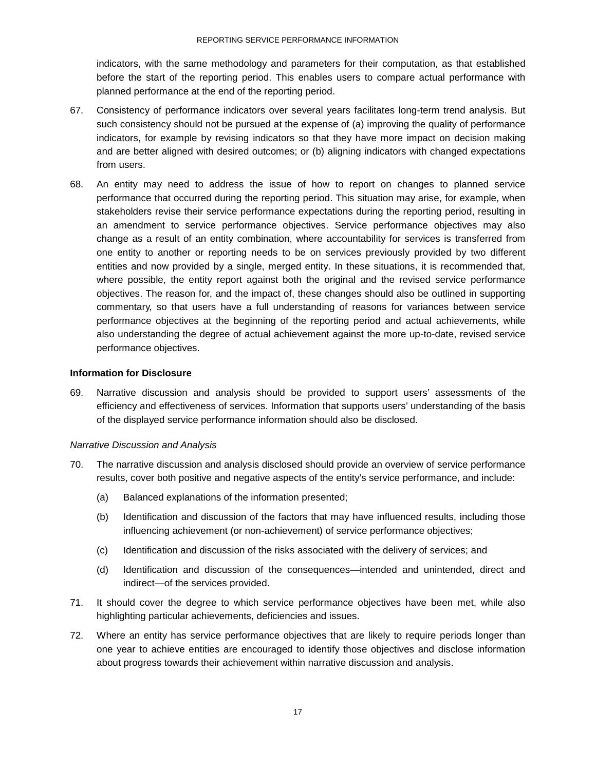indicators, with the same methodology and parameters for their computation, as that established before the start of the reporting period. This enables users to compare actual performance with planned performance at the end of the reporting period.

67. Consistency of performance indicators over several years facilitates long-term trend analysis. But such consistency should not be pursued at the expense of (a) improving the quality of performance indicators, for example by revising indicators so that they have more impact on decision making and are better aligned with desired outcomes; or (b) aligning indicators with changed expectations from users.

68. An entity may need to address the issue of how to report on changes to planned service performance that occurred during the reporting period. This situation may arise, for example, when stakeholders revise their service performance expectations during the reporting period, resulting in an amendment to service performance objectives. Service performance objectives may also change as a result of an entity combination, where accountability for services is transferred from one entity to another or reporting needs to be on services previously provided by two different entities and now provided by a single, merged entity. In these situations, it is recommended that, where possible, the entity report against both the original and the revised service performance objectives. The reason for, and the impact of, these changes should also be outlined in supporting commentary, so that users have a full understanding of reasons for variances between service performance objectives at the beginning of the reporting period and actual achievements, while also understanding the degree of actual achievement against the more up-to-date, revised service performance objectives.

**Information for Disclosure**

69. Narrative discussion and analysis should be provided to support users' assessments of the efficiency and effectiveness of services. Information that supports users' understanding of the basis of the displayed service performance information should also be disclosed.

*Narrative Discussion and Analysis*

70. The narrative discussion and analysis disclosed should provide an overview of service performance results, cover both positive and negative aspects of the entity's service performance, and include:

    (a) Balanced explanations of the information presented;

    (b) Identification and discussion of the factors that may have influenced results, including those influencing achievement (or non-achievement) of service performance objectives;

    (c) Identification and discussion of the risks associated with the delivery of services; and

    (d) Identification and discussion of the consequences—intended and unintended, direct and indirect—of the services provided.

71. It should cover the degree to which service performance objectives have been met, while also highlighting particular achievements, deficiencies and issues.

72. Where an entity has service performance objectives that are likely to require periods longer than one year to achieve entities are encouraged to identify those objectives and disclose information about progress towards their achievement within narrative discussion and analysis.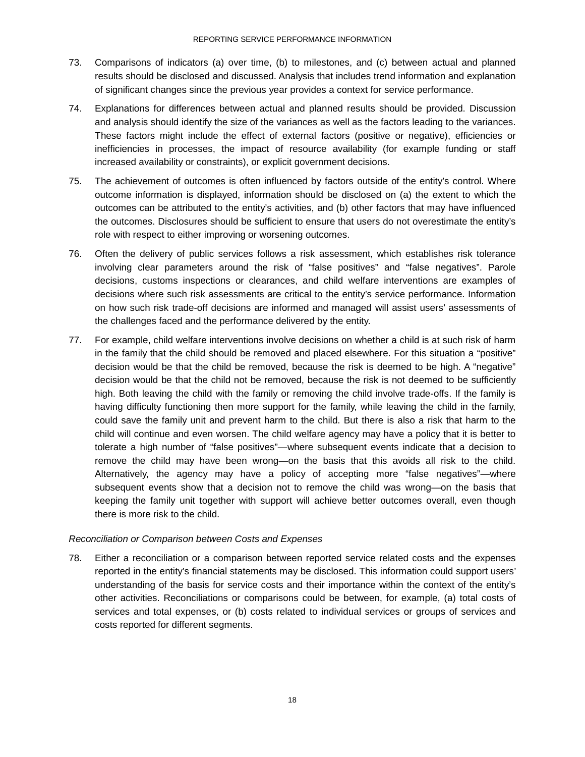73. Comparisons of indicators (a) over time, (b) to milestones, and (c) between actual and planned results should be disclosed and discussed. Analysis that includes trend information and explanation of significant changes since the previous year provides a context for service performance.

74. Explanations for differences between actual and planned results should be provided. Discussion and analysis should identify the size of the variances as well as the factors leading to the variances. These factors might include the effect of external factors (positive or negative), efficiencies or inefficiencies in processes, the impact of resource availability (for example funding or staff increased availability or constraints), or explicit government decisions.

75. The achievement of outcomes is often influenced by factors outside of the entity's control. Where outcome information is displayed, information should be disclosed on (a) the extent to which the outcomes can be attributed to the entity's activities, and (b) other factors that may have influenced the outcomes. Disclosures should be sufficient to ensure that users do not overestimate the entity's role with respect to either improving or worsening outcomes.

76. Often the delivery of public services follows a risk assessment, which establishes risk tolerance involving clear parameters around the risk of "false positives" and "false negatives". Parole decisions, customs inspections or clearances, and child welfare interventions are examples of decisions where such risk assessments are critical to the entity's service performance. Information on how such risk trade-off decisions are informed and managed will assist users' assessments of the challenges faced and the performance delivered by the entity.

77. For example, child welfare interventions involve decisions on whether a child is at such risk of harm in the family that the child should be removed and placed elsewhere. For this situation a "positive" decision would be that the child be removed, because the risk is deemed to be high. A "negative" decision would be that the child not be removed, because the risk is not deemed to be sufficiently high. Both leaving the child with the family or removing the child involve trade-offs. If the family is having difficulty functioning then more support for the family, while leaving the child in the family, could save the family unit and prevent harm to the child. But there is also a risk that harm to the child will continue and even worsen. The child welfare agency may have a policy that it is better to tolerate a high number of "false positives"—where subsequent events indicate that a decision to remove the child may have been wrong—on the basis that this avoids all risk to the child. Alternatively, the agency may have a policy of accepting more "false negatives"—where subsequent events show that a decision not to remove the child was wrong—on the basis that keeping the family unit together with support will achieve better outcomes overall, even though there is more risk to the child.

*Reconciliation or Comparison between Costs and Expenses*

78. Either a reconciliation or a comparison between reported service related costs and the expenses reported in the entity's financial statements may be disclosed. This information could support users' understanding of the basis for service costs and their importance within the context of the entity's other activities. Reconciliations or comparisons could be between, for example, (a) total costs of services and total expenses, or (b) costs related to individual services or groups of services and costs reported for different segments.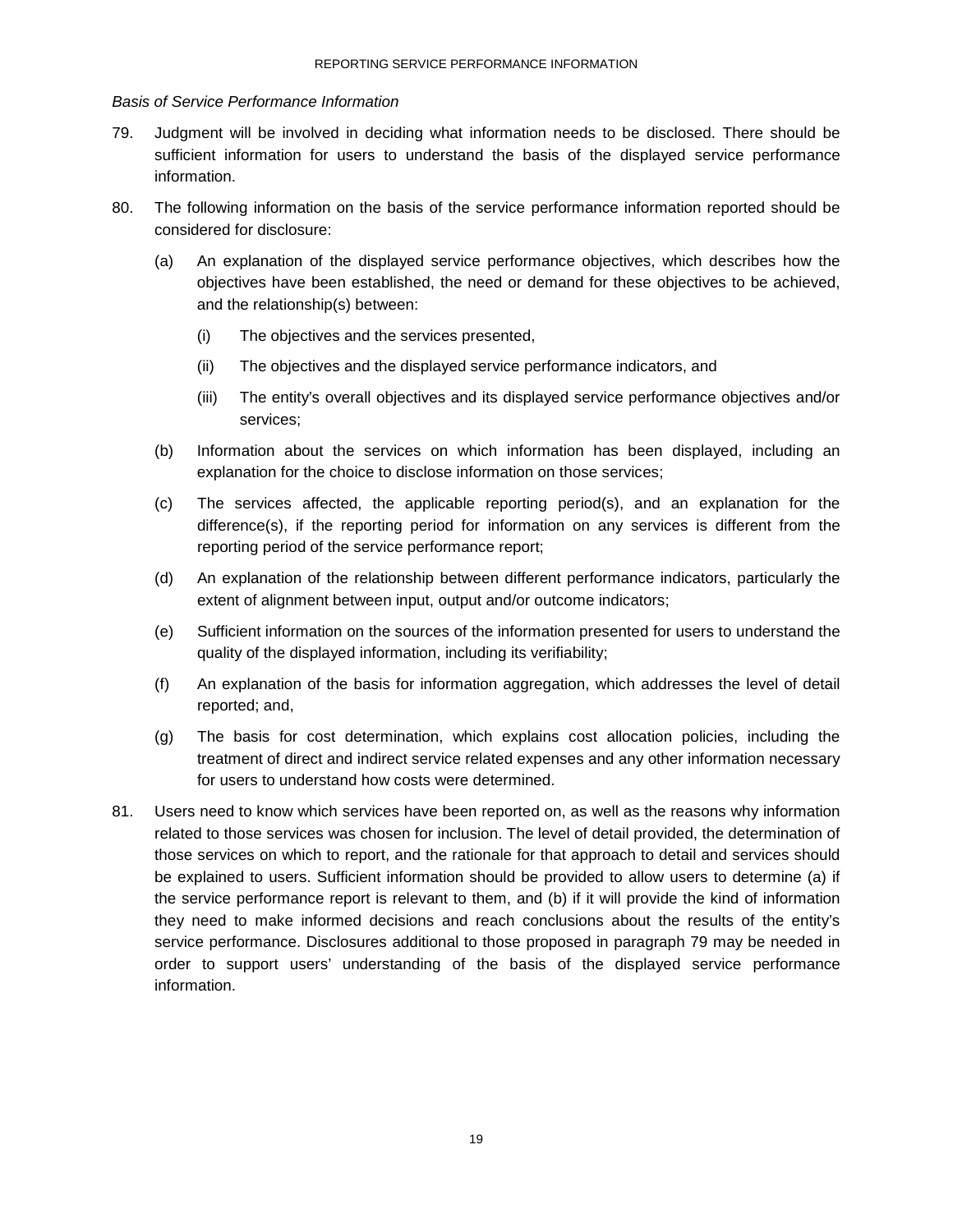*Basis of Service Performance Information*

79. Judgment will be involved in deciding what information needs to be disclosed. There should be sufficient information for users to understand the basis of the displayed service performance information.

80. The following information on the basis of the service performance information reported should be considered for disclosure:

    (a) An explanation of the displayed service performance objectives, which describes how the objectives have been established, the need or demand for these objectives to be achieved, and the relationship(s) between:

        (i) The objectives and the services presented,

        (ii) The objectives and the displayed service performance indicators, and

        (iii) The entity's overall objectives and its displayed service performance objectives and/or services;

    (b) Information about the services on which information has been displayed, including an explanation for the choice to disclose information on those services;

    (c) The services affected, the applicable reporting period(s), and an explanation for the difference(s), if the reporting period for information on any services is different from the reporting period of the service performance report;

    (d) An explanation of the relationship between different performance indicators, particularly the extent of alignment between input, output and/or outcome indicators;

    (e) Sufficient information on the sources of the information presented for users to understand the quality of the displayed information, including its verifiability;

    (f) An explanation of the basis for information aggregation, which addresses the level of detail reported; and,

    (g) The basis for cost determination, which explains cost allocation policies, including the treatment of direct and indirect service related expenses and any other information necessary for users to understand how costs were determined.

81. Users need to know which services have been reported on, as well as the reasons why information related to those services was chosen for inclusion. The level of detail provided, the determination of those services on which to report, and the rationale for that approach to detail and services should be explained to users. Sufficient information should be provided to allow users to determine (a) if the service performance report is relevant to them, and (b) if it will provide the kind of information they need to make informed decisions and reach conclusions about the results of the entity's service performance. Disclosures additional to those proposed in paragraph 79 may be needed in order to support users' understanding of the basis of the displayed service performance information.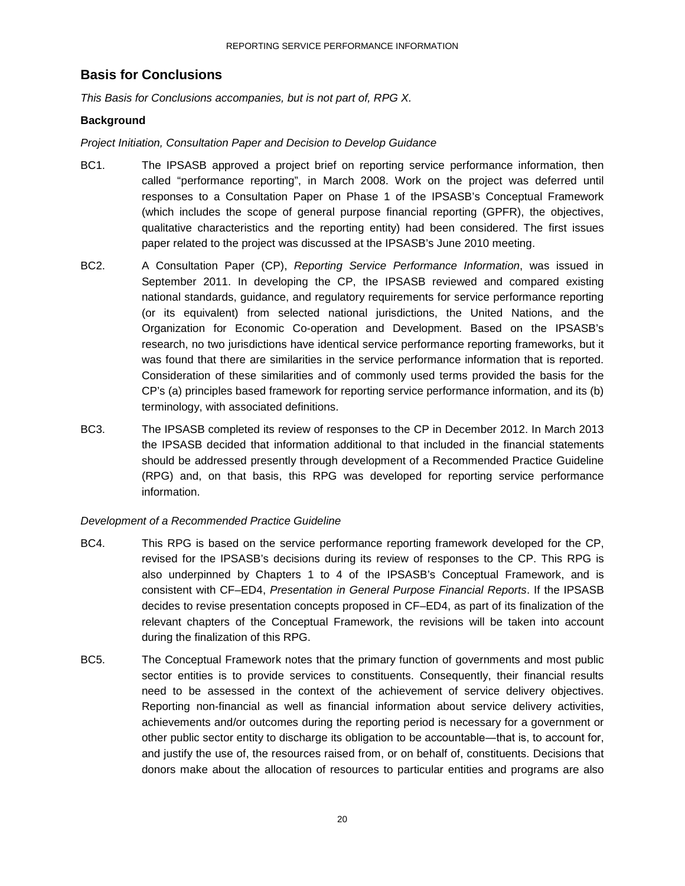## Basis for Conclusions

*This Basis for Conclusions accompanies, but is not part of, RPG X.*

### Background

*Project Initiation, Consultation Paper and Decision to Develop Guidance*

BC1. The IPSASB approved a project brief on reporting service performance information, then called "performance reporting", in March 2008. Work on the project was deferred until responses to a Consultation Paper on Phase 1 of the IPSASB's Conceptual Framework (which includes the scope of general purpose financial reporting (GPFR), the objectives, qualitative characteristics and the reporting entity) had been considered. The first issues paper related to the project was discussed at the IPSASB's June 2010 meeting.

BC2. A Consultation Paper (CP), *Reporting Service Performance Information*, was issued in September 2011. In developing the CP, the IPSASB reviewed and compared existing national standards, guidance, and regulatory requirements for service performance reporting (or its equivalent) from selected national jurisdictions, the United Nations, and the Organization for Economic Co-operation and Development. Based on the IPSASB's research, no two jurisdictions have identical service performance reporting frameworks, but it was found that there are similarities in the service performance information that is reported. Consideration of these similarities and of commonly used terms provided the basis for the CP's (a) principles based framework for reporting service performance information, and its (b) terminology, with associated definitions.

BC3. The IPSASB completed its review of responses to the CP in December 2012. In March 2013 the IPSASB decided that information additional to that included in the financial statements should be addressed presently through development of a Recommended Practice Guideline (RPG) and, on that basis, this RPG was developed for reporting service performance information.

*Development of a Recommended Practice Guideline*

BC4. This RPG is based on the service performance reporting framework developed for the CP, revised for the IPSASB's decisions during its review of responses to the CP. This RPG is also underpinned by Chapters 1 to 4 of the IPSASB's Conceptual Framework, and is consistent with CF–ED4, *Presentation in General Purpose Financial Reports*. If the IPSASB decides to revise presentation concepts proposed in CF–ED4, as part of its finalization of the relevant chapters of the Conceptual Framework, the revisions will be taken into account during the finalization of this RPG.

BC5. The Conceptual Framework notes that the primary function of governments and most public sector entities is to provide services to constituents. Consequently, their financial results need to be assessed in the context of the achievement of service delivery objectives. Reporting non-financial as well as financial information about service delivery activities, achievements and/or outcomes during the reporting period is necessary for a government or other public sector entity to discharge its obligation to be accountable—that is, to account for, and justify the use of, the resources raised from, or on behalf of, constituents. Decisions that donors make about the allocation of resources to particular entities and programs are also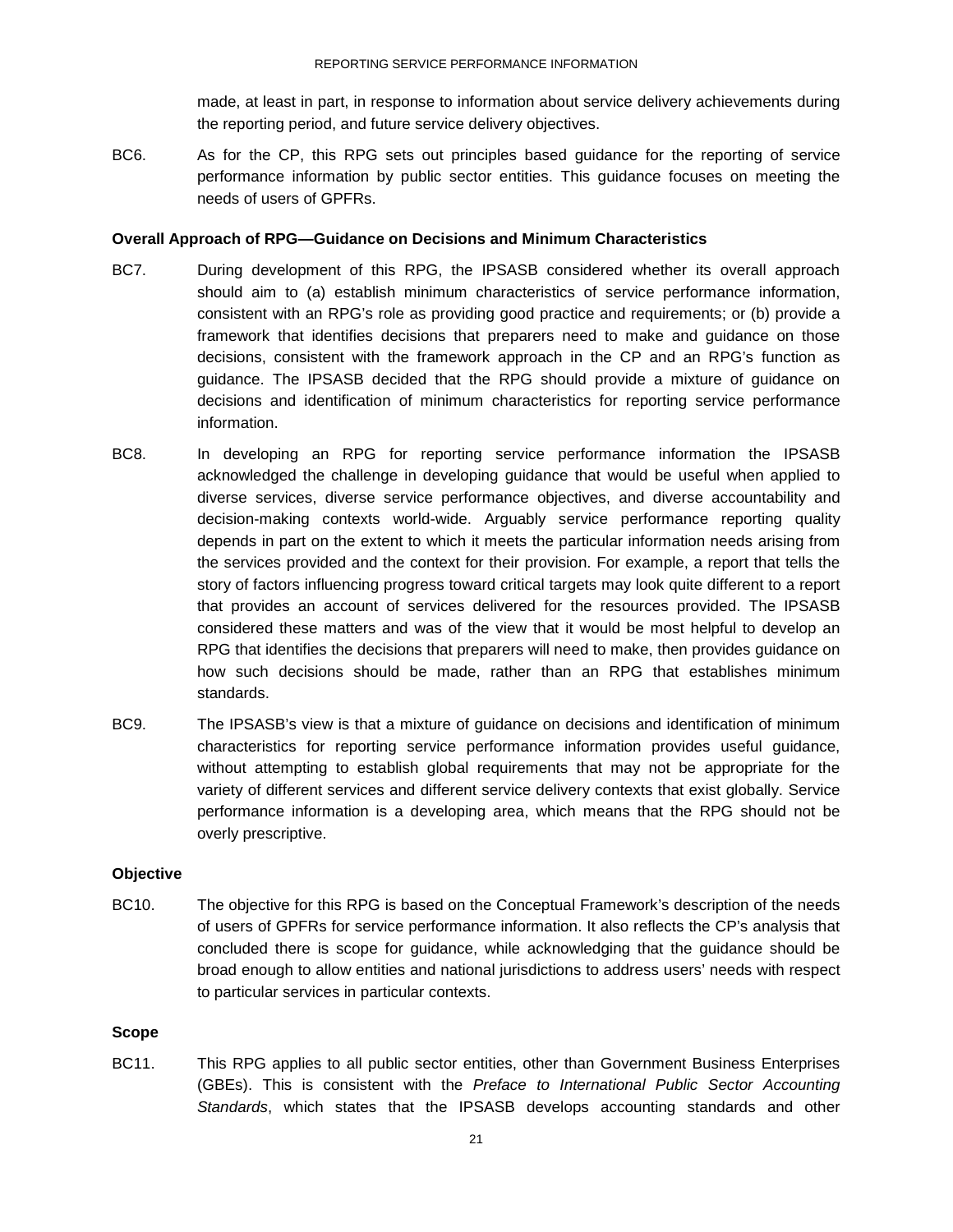made, at least in part, in response to information about service delivery achievements during the reporting period, and future service delivery objectives.

BC6. As for the CP, this RPG sets out principles based guidance for the reporting of service performance information by public sector entities. This guidance focuses on meeting the needs of users of GPFRs.

**Overall Approach of RPG—Guidance on Decisions and Minimum Characteristics**

BC7. During development of this RPG, the IPSASB considered whether its overall approach should aim to (a) establish minimum characteristics of service performance information, consistent with an RPG's role as providing good practice and requirements; or (b) provide a framework that identifies decisions that preparers need to make and guidance on those decisions, consistent with the framework approach in the CP and an RPG's function as guidance. The IPSASB decided that the RPG should provide a mixture of guidance on decisions and identification of minimum characteristics for reporting service performance information.

BC8. In developing an RPG for reporting service performance information the IPSASB acknowledged the challenge in developing guidance that would be useful when applied to diverse services, diverse service performance objectives, and diverse accountability and decision-making contexts world-wide. Arguably service performance reporting quality depends in part on the extent to which it meets the particular information needs arising from the services provided and the context for their provision. For example, a report that tells the story of factors influencing progress toward critical targets may look quite different to a report that provides an account of services delivered for the resources provided. The IPSASB considered these matters and was of the view that it would be most helpful to develop an RPG that identifies the decisions that preparers will need to make, then provides guidance on how such decisions should be made, rather than an RPG that establishes minimum standards.

BC9. The IPSASB's view is that a mixture of guidance on decisions and identification of minimum characteristics for reporting service performance information provides useful guidance, without attempting to establish global requirements that may not be appropriate for the variety of different services and different service delivery contexts that exist globally. Service performance information is a developing area, which means that the RPG should not be overly prescriptive.

**Objective**

BC10. The objective for this RPG is based on the Conceptual Framework's description of the needs of users of GPFRs for service performance information. It also reflects the CP's analysis that concluded there is scope for guidance, while acknowledging that the guidance should be broad enough to allow entities and national jurisdictions to address users' needs with respect to particular services in particular contexts.

**Scope**

BC11. This RPG applies to all public sector entities, other than Government Business Enterprises (GBEs). This is consistent with the *Preface to International Public Sector Accounting Standards*, which states that the IPSASB develops accounting standards and other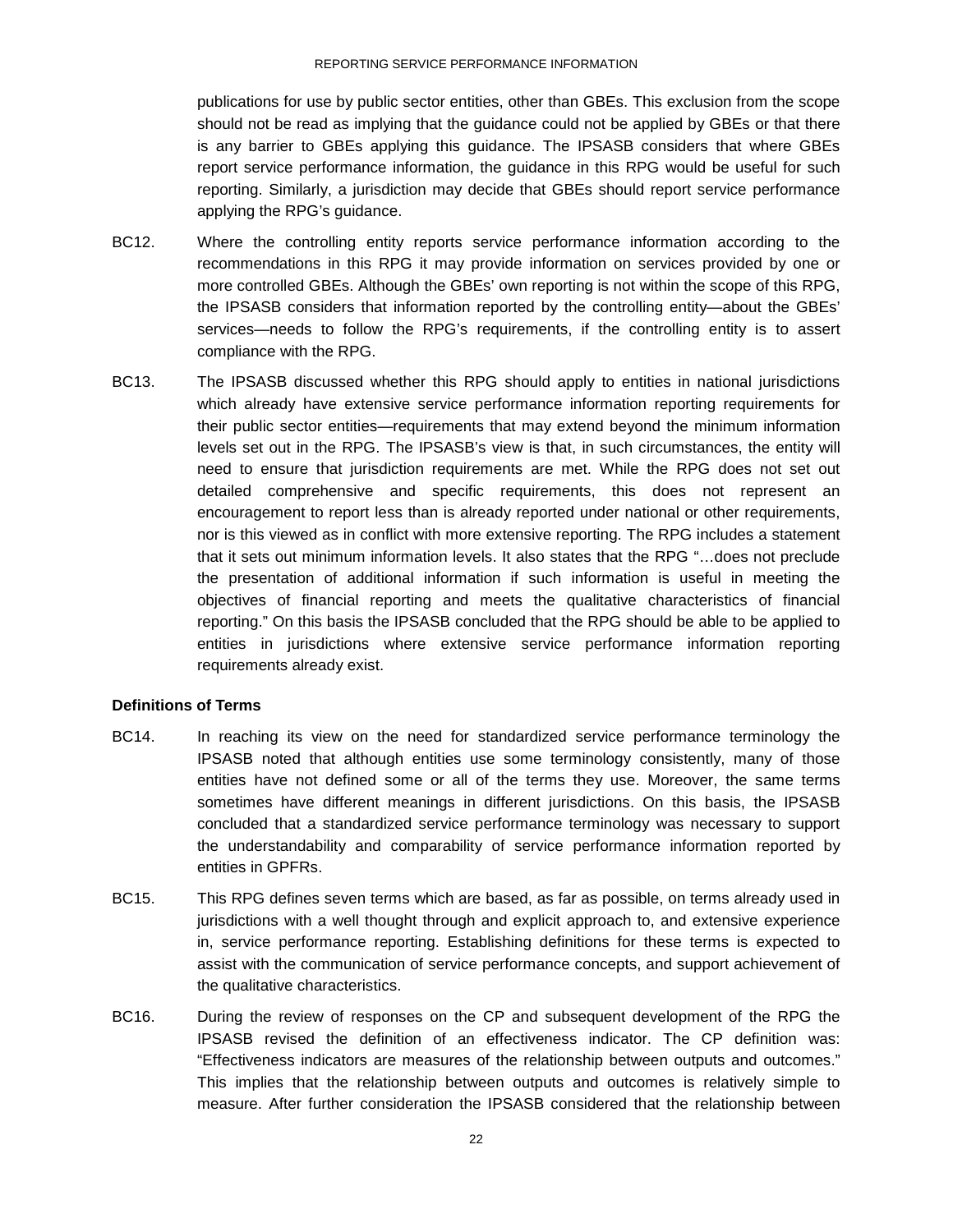publications for use by public sector entities, other than GBEs. This exclusion from the scope should not be read as implying that the guidance could not be applied by GBEs or that there is any barrier to GBEs applying this guidance. The IPSASB considers that where GBEs report service performance information, the guidance in this RPG would be useful for such reporting. Similarly, a jurisdiction may decide that GBEs should report service performance applying the RPG's guidance.

BC12. Where the controlling entity reports service performance information according to the recommendations in this RPG it may provide information on services provided by one or more controlled GBEs. Although the GBEs' own reporting is not within the scope of this RPG, the IPSASB considers that information reported by the controlling entity—about the GBEs' services—needs to follow the RPG's requirements, if the controlling entity is to assert compliance with the RPG.

BC13. The IPSASB discussed whether this RPG should apply to entities in national jurisdictions which already have extensive service performance information reporting requirements for their public sector entities—requirements that may extend beyond the minimum information levels set out in the RPG. The IPSASB's view is that, in such circumstances, the entity will need to ensure that jurisdiction requirements are met. While the RPG does not set out detailed comprehensive and specific requirements, this does not represent an encouragement to report less than is already reported under national or other requirements, nor is this viewed as in conflict with more extensive reporting. The RPG includes a statement that it sets out minimum information levels. It also states that the RPG "…does not preclude the presentation of additional information if such information is useful in meeting the objectives of financial reporting and meets the qualitative characteristics of financial reporting." On this basis the IPSASB concluded that the RPG should be able to be applied to entities in jurisdictions where extensive service performance information reporting requirements already exist.

**Definitions of Terms**

BC14. In reaching its view on the need for standardized service performance terminology the IPSASB noted that although entities use some terminology consistently, many of those entities have not defined some or all of the terms they use. Moreover, the same terms sometimes have different meanings in different jurisdictions. On this basis, the IPSASB concluded that a standardized service performance terminology was necessary to support the understandability and comparability of service performance information reported by entities in GPFRs.

BC15. This RPG defines seven terms which are based, as far as possible, on terms already used in jurisdictions with a well thought through and explicit approach to, and extensive experience in, service performance reporting. Establishing definitions for these terms is expected to assist with the communication of service performance concepts, and support achievement of the qualitative characteristics.

BC16. During the review of responses on the CP and subsequent development of the RPG the IPSASB revised the definition of an effectiveness indicator. The CP definition was: "Effectiveness indicators are measures of the relationship between outputs and outcomes." This implies that the relationship between outputs and outcomes is relatively simple to measure. After further consideration the IPSASB considered that the relationship between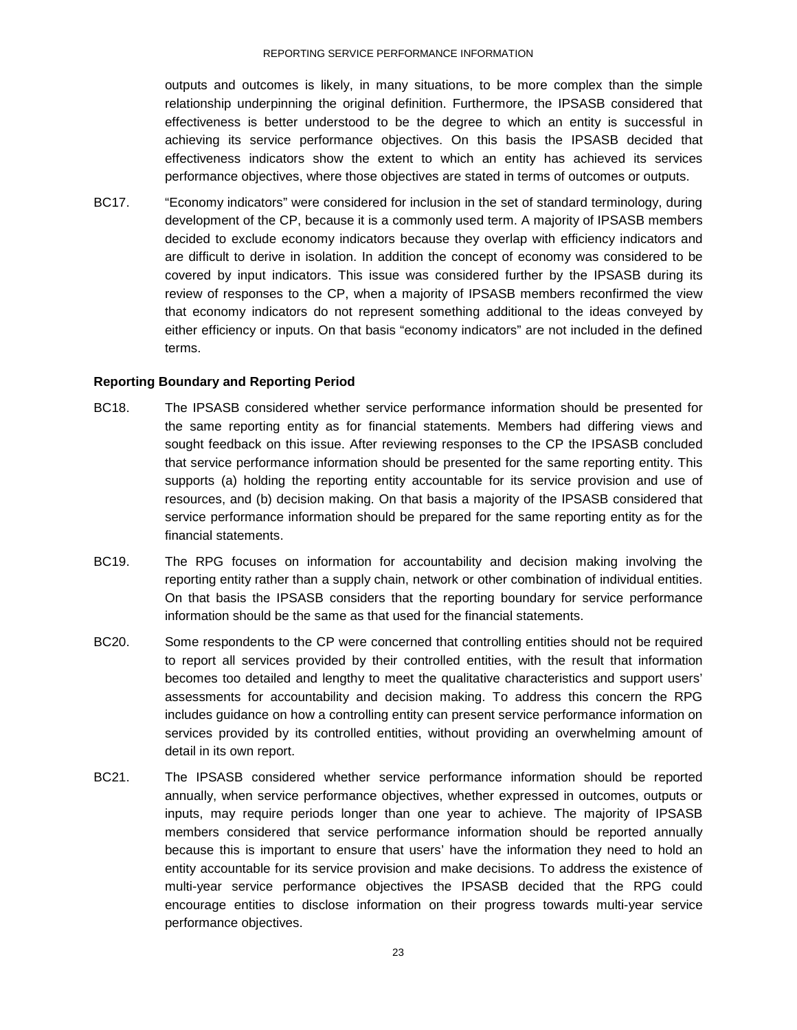outputs and outcomes is likely, in many situations, to be more complex than the simple relationship underpinning the original definition. Furthermore, the IPSASB considered that effectiveness is better understood to be the degree to which an entity is successful in achieving its service performance objectives. On this basis the IPSASB decided that effectiveness indicators show the extent to which an entity has achieved its services performance objectives, where those objectives are stated in terms of outcomes or outputs.

BC17. "Economy indicators" were considered for inclusion in the set of standard terminology, during development of the CP, because it is a commonly used term. A majority of IPSASB members decided to exclude economy indicators because they overlap with efficiency indicators and are difficult to derive in isolation. In addition the concept of economy was considered to be covered by input indicators. This issue was considered further by the IPSASB during its review of responses to the CP, when a majority of IPSASB members reconfirmed the view that economy indicators do not represent something additional to the ideas conveyed by either efficiency or inputs. On that basis "economy indicators" are not included in the defined terms.

**Reporting Boundary and Reporting Period**

BC18. The IPSASB considered whether service performance information should be presented for the same reporting entity as for financial statements. Members had differing views and sought feedback on this issue. After reviewing responses to the CP the IPSASB concluded that service performance information should be presented for the same reporting entity. This supports (a) holding the reporting entity accountable for its service provision and use of resources, and (b) decision making. On that basis a majority of the IPSASB considered that service performance information should be prepared for the same reporting entity as for the financial statements.

BC19. The RPG focuses on information for accountability and decision making involving the reporting entity rather than a supply chain, network or other combination of individual entities. On that basis the IPSASB considers that the reporting boundary for service performance information should be the same as that used for the financial statements.

BC20. Some respondents to the CP were concerned that controlling entities should not be required to report all services provided by their controlled entities, with the result that information becomes too detailed and lengthy to meet the qualitative characteristics and support users' assessments for accountability and decision making. To address this concern the RPG includes guidance on how a controlling entity can present service performance information on services provided by its controlled entities, without providing an overwhelming amount of detail in its own report.

BC21. The IPSASB considered whether service performance information should be reported annually, when service performance objectives, whether expressed in outcomes, outputs or inputs, may require periods longer than one year to achieve. The majority of IPSASB members considered that service performance information should be reported annually because this is important to ensure that users' have the information they need to hold an entity accountable for its service provision and make decisions. To address the existence of multi-year service performance objectives the IPSASB decided that the RPG could encourage entities to disclose information on their progress towards multi-year service performance objectives.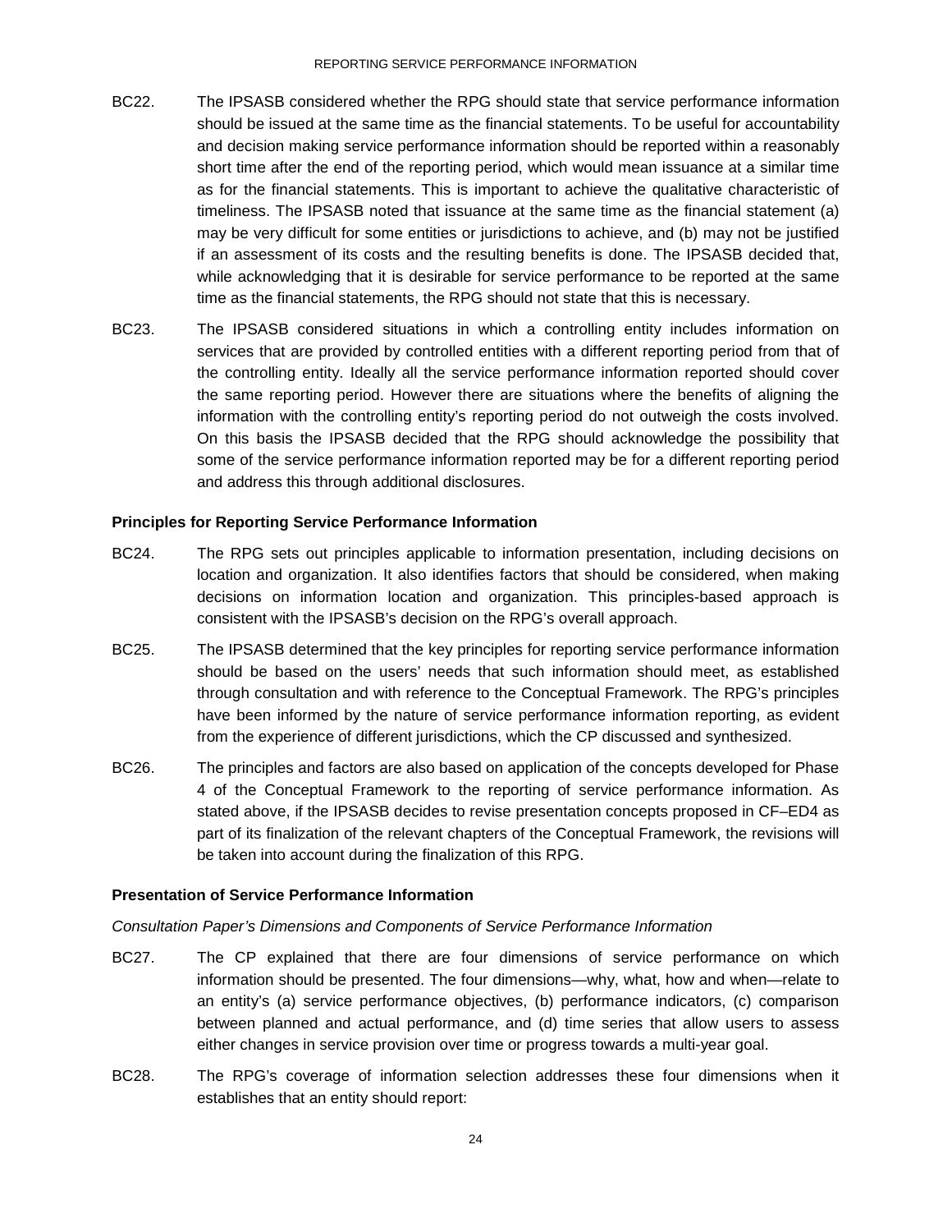BC22. The IPSASB considered whether the RPG should state that service performance information should be issued at the same time as the financial statements. To be useful for accountability and decision making service performance information should be reported within a reasonably short time after the end of the reporting period, which would mean issuance at a similar time as for the financial statements. This is important to achieve the qualitative characteristic of timeliness. The IPSASB noted that issuance at the same time as the financial statement (a) may be very difficult for some entities or jurisdictions to achieve, and (b) may not be justified if an assessment of its costs and the resulting benefits is done. The IPSASB decided that, while acknowledging that it is desirable for service performance to be reported at the same time as the financial statements, the RPG should not state that this is necessary.

BC23. The IPSASB considered situations in which a controlling entity includes information on services that are provided by controlled entities with a different reporting period from that of the controlling entity. Ideally all the service performance information reported should cover the same reporting period. However there are situations where the benefits of aligning the information with the controlling entity's reporting period do not outweigh the costs involved. On this basis the IPSASB decided that the RPG should acknowledge the possibility that some of the service performance information reported may be for a different reporting period and address this through additional disclosures.

### Principles for Reporting Service Performance Information

BC24. The RPG sets out principles applicable to information presentation, including decisions on location and organization. It also identifies factors that should be considered, when making decisions on information location and organization. This principles-based approach is consistent with the IPSASB's decision on the RPG's overall approach.

BC25. The IPSASB determined that the key principles for reporting service performance information should be based on the users' needs that such information should meet, as established through consultation and with reference to the Conceptual Framework. The RPG's principles have been informed by the nature of service performance information reporting, as evident from the experience of different jurisdictions, which the CP discussed and synthesized.

BC26. The principles and factors are also based on application of the concepts developed for Phase 4 of the Conceptual Framework to the reporting of service performance information. As stated above, if the IPSASB decides to revise presentation concepts proposed in CF–ED4 as part of its finalization of the relevant chapters of the Conceptual Framework, the revisions will be taken into account during the finalization of this RPG.

### Presentation of Service Performance Information

*Consultation Paper's Dimensions and Components of Service Performance Information*

BC27. The CP explained that there are four dimensions of service performance on which information should be presented. The four dimensions—why, what, how and when—relate to an entity's (a) service performance objectives, (b) performance indicators, (c) comparison between planned and actual performance, and (d) time series that allow users to assess either changes in service provision over time or progress towards a multi-year goal.

BC28. The RPG's coverage of information selection addresses these four dimensions when it establishes that an entity should report: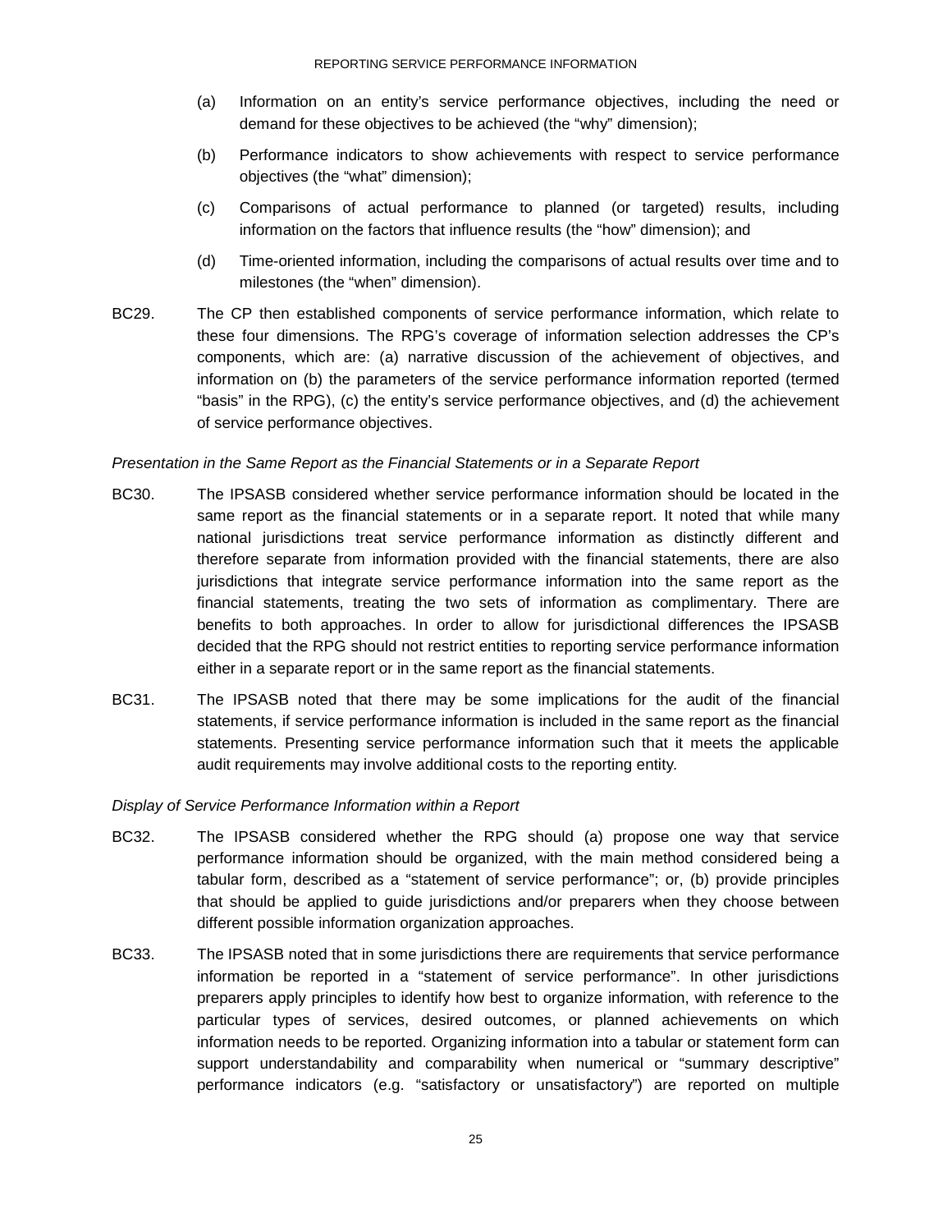(a) Information on an entity's service performance objectives, including the need or demand for these objectives to be achieved (the "why" dimension);

(b) Performance indicators to show achievements with respect to service performance objectives (the "what" dimension);

(c) Comparisons of actual performance to planned (or targeted) results, including information on the factors that influence results (the "how" dimension); and

(d) Time-oriented information, including the comparisons of actual results over time and to milestones (the "when" dimension).

BC29. The CP then established components of service performance information, which relate to these four dimensions. The RPG's coverage of information selection addresses the CP's components, which are: (a) narrative discussion of the achievement of objectives, and information on (b) the parameters of the service performance information reported (termed "basis" in the RPG), (c) the entity's service performance objectives, and (d) the achievement of service performance objectives.

*Presentation in the Same Report as the Financial Statements or in a Separate Report*

BC30. The IPSASB considered whether service performance information should be located in the same report as the financial statements or in a separate report. It noted that while many national jurisdictions treat service performance information as distinctly different and therefore separate from information provided with the financial statements, there are also jurisdictions that integrate service performance information into the same report as the financial statements, treating the two sets of information as complimentary. There are benefits to both approaches. In order to allow for jurisdictional differences the IPSASB decided that the RPG should not restrict entities to reporting service performance information either in a separate report or in the same report as the financial statements.

BC31. The IPSASB noted that there may be some implications for the audit of the financial statements, if service performance information is included in the same report as the financial statements. Presenting service performance information such that it meets the applicable audit requirements may involve additional costs to the reporting entity.

*Display of Service Performance Information within a Report*

BC32. The IPSASB considered whether the RPG should (a) propose one way that service performance information should be organized, with the main method considered being a tabular form, described as a "statement of service performance"; or, (b) provide principles that should be applied to guide jurisdictions and/or preparers when they choose between different possible information organization approaches.

BC33. The IPSASB noted that in some jurisdictions there are requirements that service performance information be reported in a "statement of service performance". In other jurisdictions preparers apply principles to identify how best to organize information, with reference to the particular types of services, desired outcomes, or planned achievements on which information needs to be reported. Organizing information into a tabular or statement form can support understandability and comparability when numerical or "summary descriptive" performance indicators (e.g. "satisfactory or unsatisfactory") are reported on multiple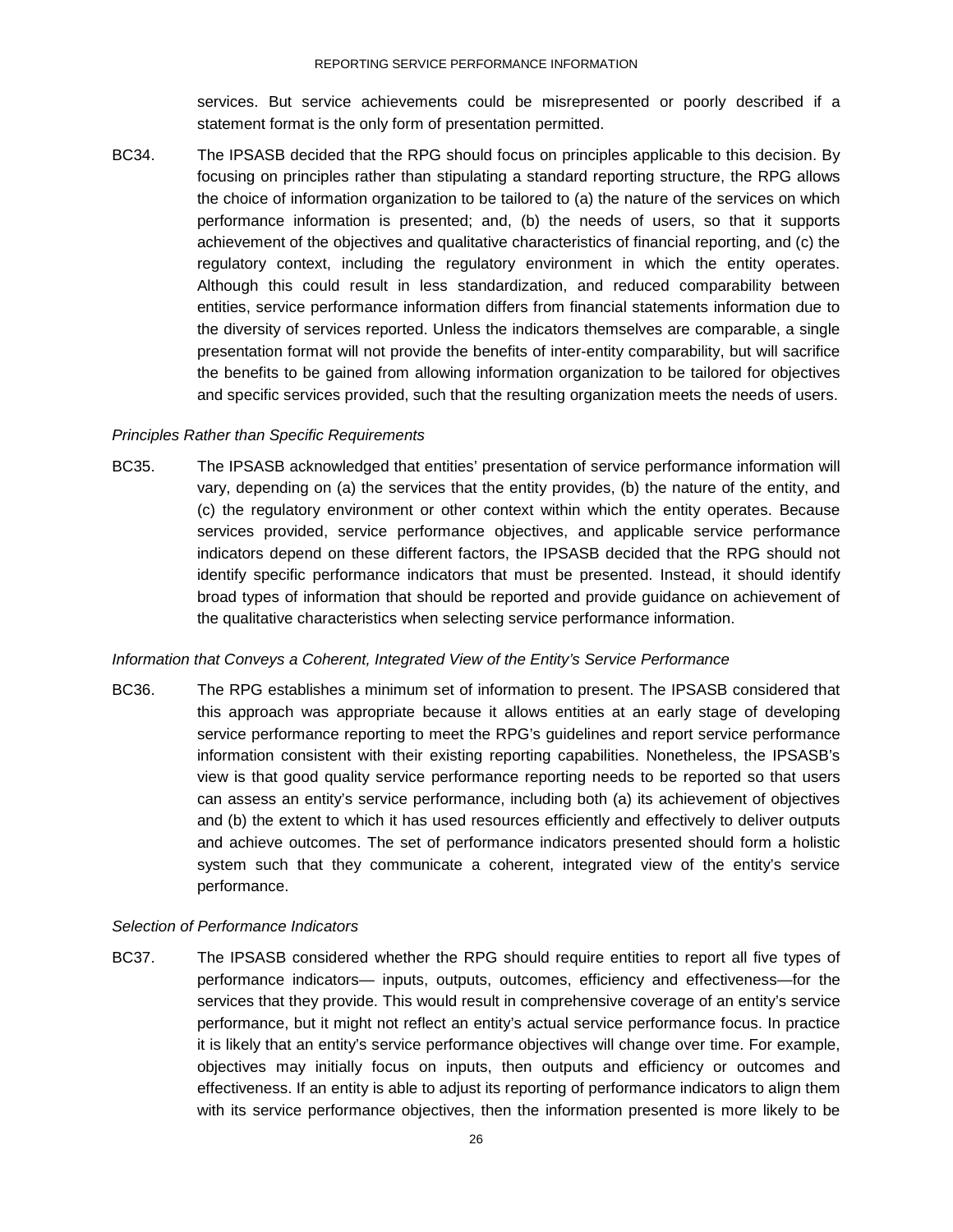services. But service achievements could be misrepresented or poorly described if a statement format is the only form of presentation permitted.

BC34. The IPSASB decided that the RPG should focus on principles applicable to this decision. By focusing on principles rather than stipulating a standard reporting structure, the RPG allows the choice of information organization to be tailored to (a) the nature of the services on which performance information is presented; and, (b) the needs of users, so that it supports achievement of the objectives and qualitative characteristics of financial reporting, and (c) the regulatory context, including the regulatory environment in which the entity operates. Although this could result in less standardization, and reduced comparability between entities, service performance information differs from financial statements information due to the diversity of services reported. Unless the indicators themselves are comparable, a single presentation format will not provide the benefits of inter-entity comparability, but will sacrifice the benefits to be gained from allowing information organization to be tailored for objectives and specific services provided, such that the resulting organization meets the needs of users.

*Principles Rather than Specific Requirements*

BC35. The IPSASB acknowledged that entities' presentation of service performance information will vary, depending on (a) the services that the entity provides, (b) the nature of the entity, and (c) the regulatory environment or other context within which the entity operates. Because services provided, service performance objectives, and applicable service performance indicators depend on these different factors, the IPSASB decided that the RPG should not identify specific performance indicators that must be presented. Instead, it should identify broad types of information that should be reported and provide guidance on achievement of the qualitative characteristics when selecting service performance information.

*Information that Conveys a Coherent, Integrated View of the Entity's Service Performance*

BC36. The RPG establishes a minimum set of information to present. The IPSASB considered that this approach was appropriate because it allows entities at an early stage of developing service performance reporting to meet the RPG's guidelines and report service performance information consistent with their existing reporting capabilities. Nonetheless, the IPSASB's view is that good quality service performance reporting needs to be reported so that users can assess an entity's service performance, including both (a) its achievement of objectives and (b) the extent to which it has used resources efficiently and effectively to deliver outputs and achieve outcomes. The set of performance indicators presented should form a holistic system such that they communicate a coherent, integrated view of the entity's service performance.

*Selection of Performance Indicators*

BC37. The IPSASB considered whether the RPG should require entities to report all five types of performance indicators— inputs, outputs, outcomes, efficiency and effectiveness—for the services that they provide. This would result in comprehensive coverage of an entity's service performance, but it might not reflect an entity's actual service performance focus. In practice it is likely that an entity's service performance objectives will change over time. For example, objectives may initially focus on inputs, then outputs and efficiency or outcomes and effectiveness. If an entity is able to adjust its reporting of performance indicators to align them with its service performance objectives, then the information presented is more likely to be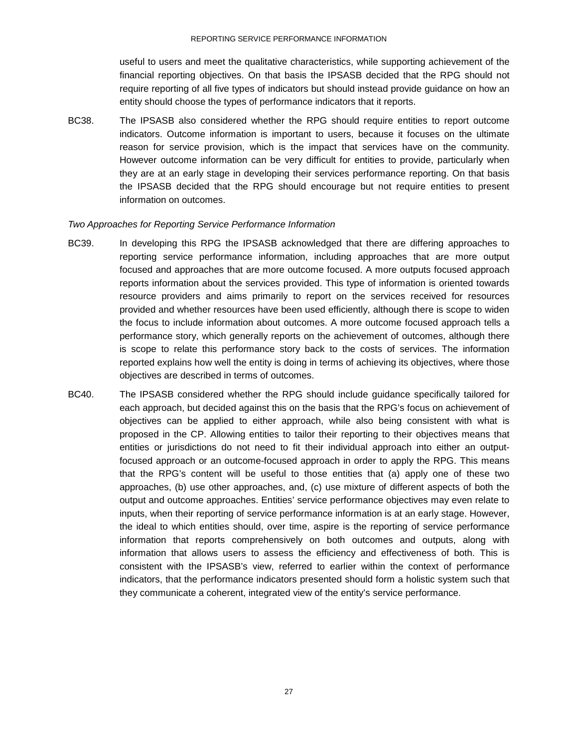useful to users and meet the qualitative characteristics, while supporting achievement of the financial reporting objectives. On that basis the IPSASB decided that the RPG should not require reporting of all five types of indicators but should instead provide guidance on how an entity should choose the types of performance indicators that it reports.

BC38. The IPSASB also considered whether the RPG should require entities to report outcome indicators. Outcome information is important to users, because it focuses on the ultimate reason for service provision, which is the impact that services have on the community. However outcome information can be very difficult for entities to provide, particularly when they are at an early stage in developing their services performance reporting. On that basis the IPSASB decided that the RPG should encourage but not require entities to present information on outcomes.

*Two Approaches for Reporting Service Performance Information*

BC39. In developing this RPG the IPSASB acknowledged that there are differing approaches to reporting service performance information, including approaches that are more output focused and approaches that are more outcome focused. A more outputs focused approach reports information about the services provided. This type of information is oriented towards resource providers and aims primarily to report on the services received for resources provided and whether resources have been used efficiently, although there is scope to widen the focus to include information about outcomes. A more outcome focused approach tells a performance story, which generally reports on the achievement of outcomes, although there is scope to relate this performance story back to the costs of services. The information reported explains how well the entity is doing in terms of achieving its objectives, where those objectives are described in terms of outcomes.

BC40. The IPSASB considered whether the RPG should include guidance specifically tailored for each approach, but decided against this on the basis that the RPG's focus on achievement of objectives can be applied to either approach, while also being consistent with what is proposed in the CP. Allowing entities to tailor their reporting to their objectives means that entities or jurisdictions do not need to fit their individual approach into either an output-focused approach or an outcome-focused approach in order to apply the RPG. This means that the RPG's content will be useful to those entities that (a) apply one of these two approaches, (b) use other approaches, and, (c) use mixture of different aspects of both the output and outcome approaches. Entities' service performance objectives may even relate to inputs, when their reporting of service performance information is at an early stage. However, the ideal to which entities should, over time, aspire is the reporting of service performance information that reports comprehensively on both outcomes and outputs, along with information that allows users to assess the efficiency and effectiveness of both. This is consistent with the IPSASB's view, referred to earlier within the context of performance indicators, that the performance indicators presented should form a holistic system such that they communicate a coherent, integrated view of the entity's service performance.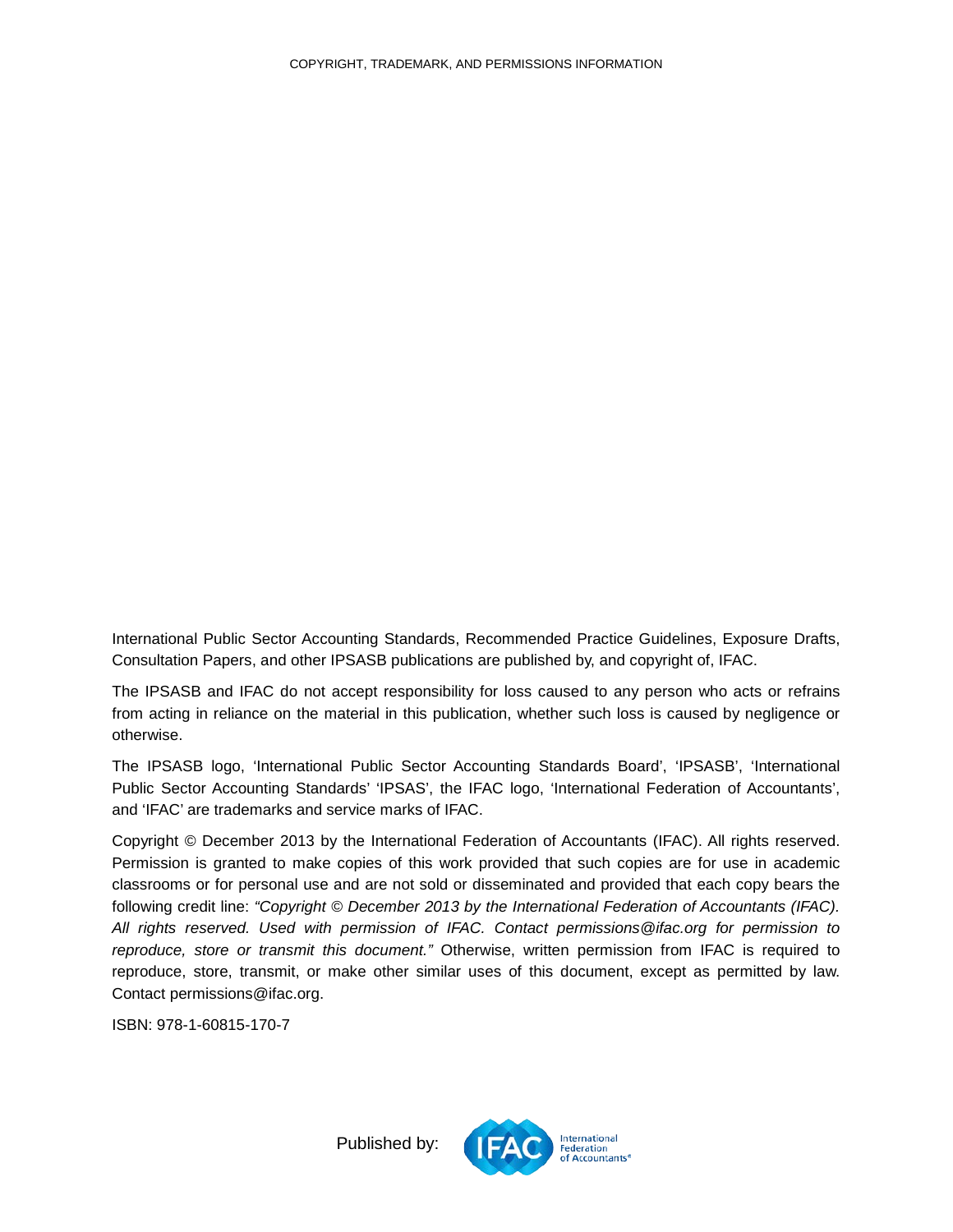COPYRIGHT, TRADEMARK, AND PERMISSIONS INFORMATION

International Public Sector Accounting Standards, Recommended Practice Guidelines, Exposure Drafts, Consultation Papers, and other IPSASB publications are published by, and copyright of, IFAC.

The IPSASB and IFAC do not accept responsibility for loss caused to any person who acts or refrains from acting in reliance on the material in this publication, whether such loss is caused by negligence or otherwise.

The IPSASB logo, 'International Public Sector Accounting Standards Board', 'IPSASB', 'International Public Sector Accounting Standards' 'IPSAS', the IFAC logo, 'International Federation of Accountants', and 'IFAC' are trademarks and service marks of IFAC.

Copyright © December 2013 by the International Federation of Accountants (IFAC). All rights reserved. Permission is granted to make copies of this work provided that such copies are for use in academic classrooms or for personal use and are not sold or disseminated and provided that each copy bears the following credit line: *"Copyright © December 2013 by the International Federation of Accountants (IFAC). All rights reserved. Used with permission of IFAC. Contact permissions@ifac.org for permission to reproduce, store or transmit this document."* Otherwise, written permission from IFAC is required to reproduce, store, transmit, or make other similar uses of this document, except as permitted by law. Contact permissions@ifac.org.

ISBN: 978-1-60815-170-7

Published by: IFAC International Federation of Accountants®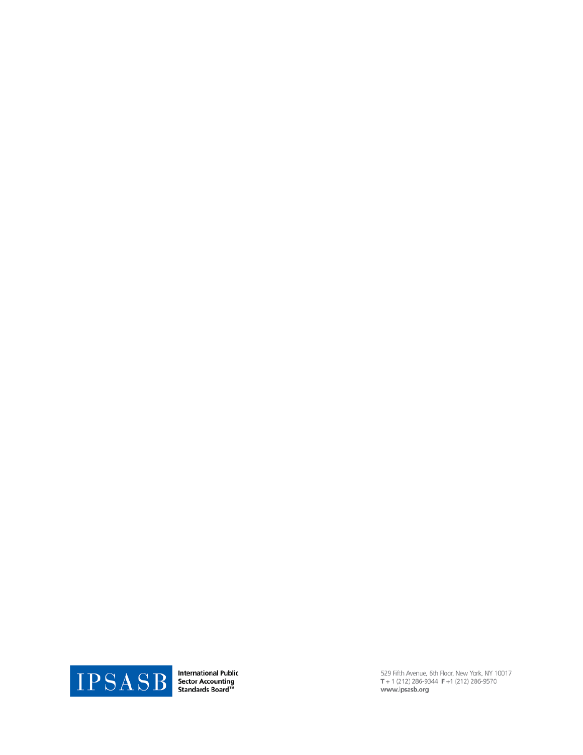IPSASB International Public Sector Accounting Standards Board™

529 Fifth Avenue, 6th Floor, New York, NY 10017
T + 1 (212) 286-9344 F +1 (212) 286-9570
www.ipsasb.org